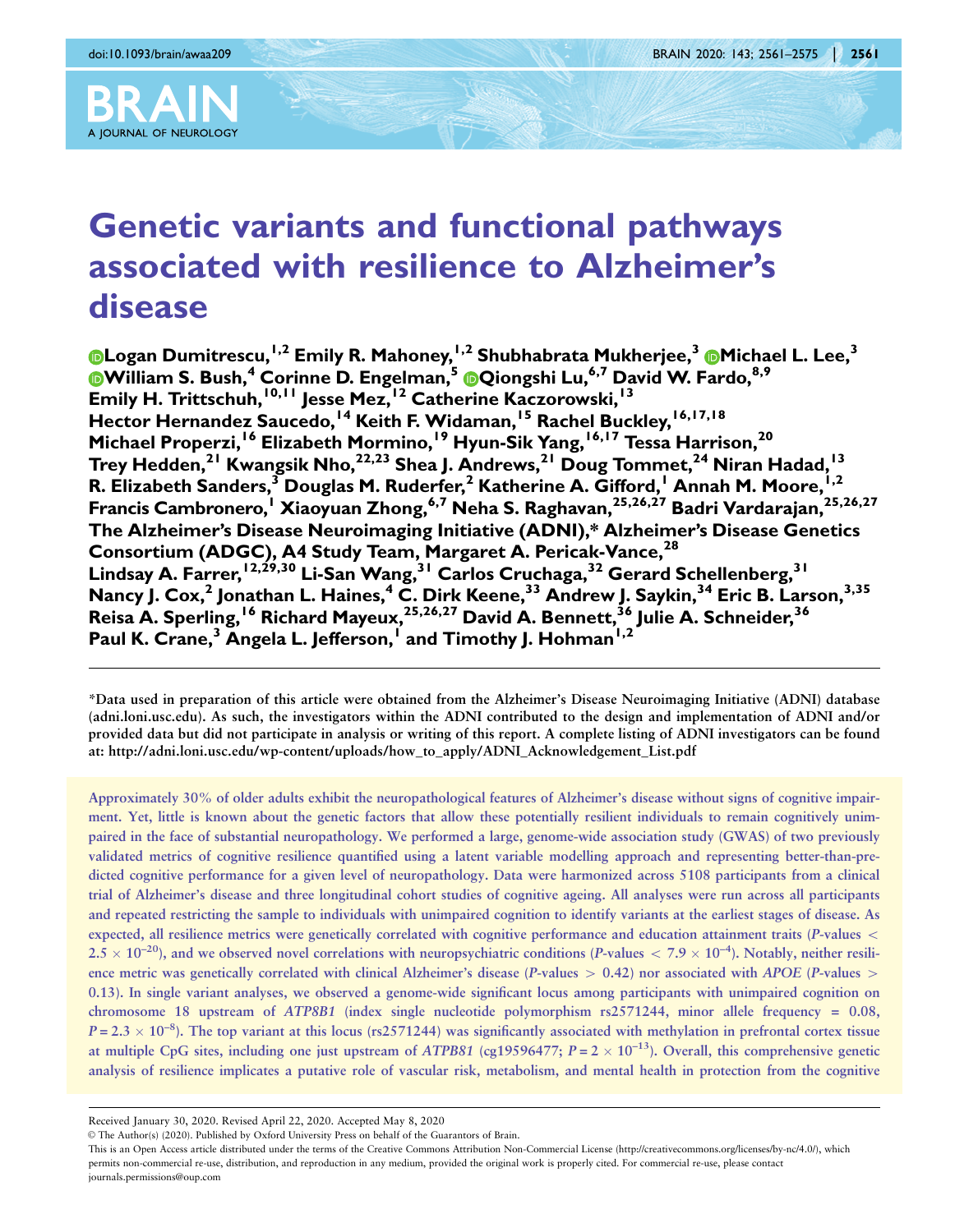# Genetic variants and functional pathways associated with resilience to Alzheimer's disease

Logan Dumitrescu,[1,2] Emily R. Mahoney,[1,2] Shubhabrata Mukherjee,[3] Michael L. Lee,[3] William S. Bush,[4] Corinne D. Engelman,[5] Qiongshi Lu,[6,7] David W. Fardo,[8,9] Emily H. Trittschuh,[10,11] Jesse Mez,[12] Catherine Kaczorowski,[13] Hector Hernandez Saucedo,[14] Keith F. Widaman,[15] Rachel Buckley,[16,17,18] Michael Properzi,[16] Elizabeth Mormino,[19] Hyun-Sik Yang,[16,17] Tessa Harrison,[20] Trey Hedden,[21] Kwangsik Nho,[22,23] Shea J. Andrews,[21] Doug Tommet,[24] Niran Hadad,[13] R. Elizabeth Sanders,[3] Douglas M. Ruderfer,[2] Katherine A. Gifford,[1] Annah M. Moore,[1,2] Francis Cambronero,[1] Xiaoyuan Zhong,[6,7] Neha S. Raghavan,[25,26,27] Badri Vardarajan,[25,26,27] The Alzheimer's Disease Neuroimaging Initiative (ADNI),* Alzheimer's Disease Genetics Consortium (ADGC), A4 Study Team, Margaret A. Pericak-Vance,[28] Lindsay A. Farrer,[12,29,30] Li-San Wang,[31] Carlos Cruchaga,[32] Gerard Schellenberg,[31] Nancy J. Cox,[2] Jonathan L. Haines,[4] C. Dirk Keene,[33] Andrew J. Saykin,[34] Eric B. Larson,[3,35] Reisa A. Sperling,[16] Richard Mayeux,[25,26,27] David A. Bennett,[36] Julie A. Schneider,[36] Paul K. Crane,[3] Angela L. Jefferson,[1] and Timothy J. Hohman[1,2]

**\*Data used in preparation of this article were obtained from the Alzheimer's Disease Neuroimaging Initiative (ADNI) database (adni.loni.usc.edu). As such, the investigators within the ADNI contributed to the design and implementation of ADNI and/or provided data but did not participate in analysis or writing of this report. A complete listing of ADNI investigators can be found at: http://adni.loni.usc.edu/wp-content/uploads/how_to_apply/ADNI_Acknowledgement_List.pdf**

Approximately 30% of older adults exhibit the neuropathological features of Alzheimer's disease without signs of cognitive impairment. Yet, little is known about the genetic factors that allow these potentially resilient individuals to remain cognitively unimpaired in the face of substantial neuropathology. We performed a large, genome-wide association study (GWAS) of two previously validated metrics of cognitive resilience quantified using a latent variable modelling approach and representing better-than-predicted cognitive performance for a given level of neuropathology. Data were harmonized across 5108 participants from a clinical trial of Alzheimer's disease and three longitudinal cohort studies of cognitive ageing. All analyses were run across all participants and repeated restricting the sample to individuals with unimpaired cognition to identify variants at the earliest stages of disease. As expected, all resilience metrics were genetically correlated with cognitive performance and education attainment traits ($P$-values $< 2.5 \times 10^{-20}$), and we observed novel correlations with neuropsychiatric conditions ($P$-values $< 7.9 \times 10^{-4}$). Notably, neither resilience metric was genetically correlated with clinical Alzheimer's disease ($P$-values $> 0.42$) nor associated with *APOE* ($P$-values $> 0.13$). In single variant analyses, we observed a genome-wide significant locus among participants with unimpaired cognition on chromosome 18 upstream of *ATP8B1* (index single nucleotide polymorphism rs2571244, minor allele frequency = 0.08, $P = 2.3 \times 10^{-8}$). The top variant at this locus (rs2571244) was significantly associated with methylation in prefrontal cortex tissue at multiple CpG sites, including one just upstream of *ATPB81* (cg19596477; $P = 2 \times 10^{-13}$). Overall, this comprehensive genetic analysis of resilience implicates a putative role of vascular risk, metabolism, and mental health in protection from the cognitive

Received January 30, 2020. Revised April 22, 2020. Accepted May 8, 2020

© The Author(s) (2020). Published by Oxford University Press on behalf of the Guarantors of Brain.

This is an Open Access article distributed under the terms of the Creative Commons Attribution Non-Commercial License (http://creativecommons.org/licenses/by-nc/4.0/), which permits non-commercial re-use, distribution, and reproduction in any medium, provided the original work is properly cited. For commercial re-use, please contact journals.permissions@oup.com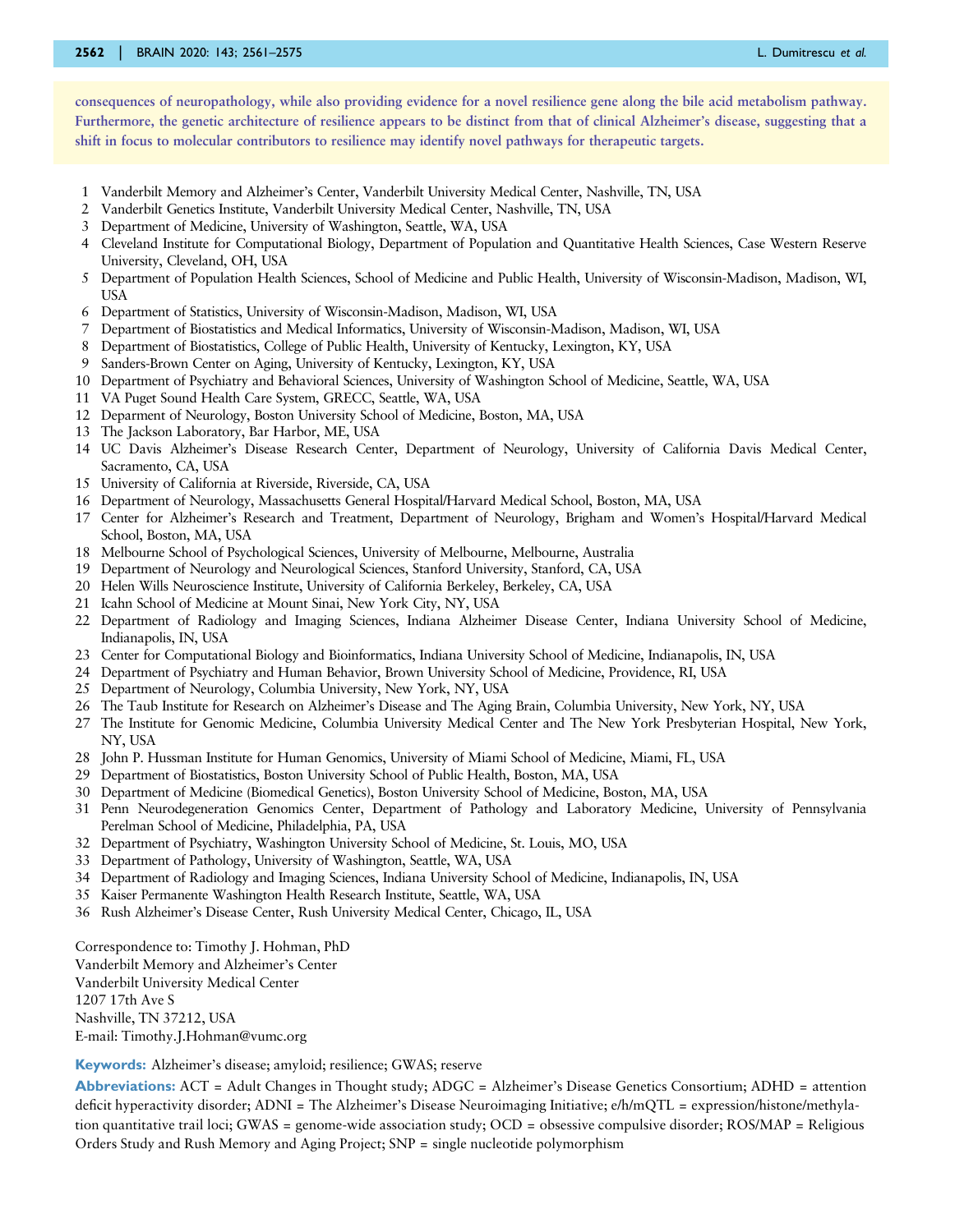**consequences of neuropathology, while also providing evidence for a novel resilience gene along the bile acid metabolism pathway. Furthermore, the genetic architecture of resilience appears to be distinct from that of clinical Alzheimer's disease, suggesting that a shift in focus to molecular contributors to resilience may identify novel pathways for therapeutic targets.**

1 Vanderbilt Memory and Alzheimer's Center, Vanderbilt University Medical Center, Nashville, TN, USA
2 Vanderbilt Genetics Institute, Vanderbilt University Medical Center, Nashville, TN, USA
3 Department of Medicine, University of Washington, Seattle, WA, USA
4 Cleveland Institute for Computational Biology, Department of Population and Quantitative Health Sciences, Case Western Reserve University, Cleveland, OH, USA
5 Department of Population Health Sciences, School of Medicine and Public Health, University of Wisconsin-Madison, Madison, WI, USA
6 Department of Statistics, University of Wisconsin-Madison, Madison, WI, USA
7 Department of Biostatistics and Medical Informatics, University of Wisconsin-Madison, Madison, WI, USA
8 Department of Biostatistics, College of Public Health, University of Kentucky, Lexington, KY, USA
9 Sanders-Brown Center on Aging, University of Kentucky, Lexington, KY, USA
10 Department of Psychiatry and Behavioral Sciences, University of Washington School of Medicine, Seattle, WA, USA
11 VA Puget Sound Health Care System, GRECC, Seattle, WA, USA
12 Deparment of Neurology, Boston University School of Medicine, Boston, MA, USA
13 The Jackson Laboratory, Bar Harbor, ME, USA
14 UC Davis Alzheimer's Disease Research Center, Department of Neurology, University of California Davis Medical Center, Sacramento, CA, USA
15 University of California at Riverside, Riverside, CA, USA
16 Department of Neurology, Massachusetts General Hospital/Harvard Medical School, Boston, MA, USA
17 Center for Alzheimer's Research and Treatment, Department of Neurology, Brigham and Women's Hospital/Harvard Medical School, Boston, MA, USA
18 Melbourne School of Psychological Sciences, University of Melbourne, Melbourne, Australia
19 Department of Neurology and Neurological Sciences, Stanford University, Stanford, CA, USA
20 Helen Wills Neuroscience Institute, University of California Berkeley, Berkeley, CA, USA
21 Icahn School of Medicine at Mount Sinai, New York City, NY, USA
22 Department of Radiology and Imaging Sciences, Indiana Alzheimer Disease Center, Indiana University School of Medicine, Indianapolis, IN, USA
23 Center for Computational Biology and Bioinformatics, Indiana University School of Medicine, Indianapolis, IN, USA
24 Department of Psychiatry and Human Behavior, Brown University School of Medicine, Providence, RI, USA
25 Department of Neurology, Columbia University, New York, NY, USA
26 The Taub Institute for Research on Alzheimer's Disease and The Aging Brain, Columbia University, New York, NY, USA
27 The Institute for Genomic Medicine, Columbia University Medical Center and The New York Presbyterian Hospital, New York, NY, USA
28 John P. Hussman Institute for Human Genomics, University of Miami School of Medicine, Miami, FL, USA
29 Department of Biostatistics, Boston University School of Public Health, Boston, MA, USA
30 Department of Medicine (Biomedical Genetics), Boston University School of Medicine, Boston, MA, USA
31 Penn Neurodegeneration Genomics Center, Department of Pathology and Laboratory Medicine, University of Pennsylvania Perelman School of Medicine, Philadelphia, PA, USA
32 Department of Psychiatry, Washington University School of Medicine, St. Louis, MO, USA
33 Department of Pathology, University of Washington, Seattle, WA, USA
34 Department of Radiology and Imaging Sciences, Indiana University School of Medicine, Indianapolis, IN, USA
35 Kaiser Permanente Washington Health Research Institute, Seattle, WA, USA
36 Rush Alzheimer's Disease Center, Rush University Medical Center, Chicago, IL, USA

Correspondence to: Timothy J. Hohman, PhD
Vanderbilt Memory and Alzheimer's Center
Vanderbilt University Medical Center
1207 17th Ave S
Nashville, TN 37212, USA
E-mail: Timothy.J.Hohman@vumc.org

**Keywords:** Alzheimer's disease; amyloid; resilience; GWAS; reserve

**Abbreviations:** ACT = Adult Changes in Thought study; ADGC = Alzheimer's Disease Genetics Consortium; ADHD = attention deficit hyperactivity disorder; ADNI = The Alzheimer's Disease Neuroimaging Initiative; e/h/mQTL = expression/histone/methylation quantitative trail loci; GWAS = genome-wide association study; OCD = obsessive compulsive disorder; ROS/MAP = Religious Orders Study and Rush Memory and Aging Project; SNP = single nucleotide polymorphism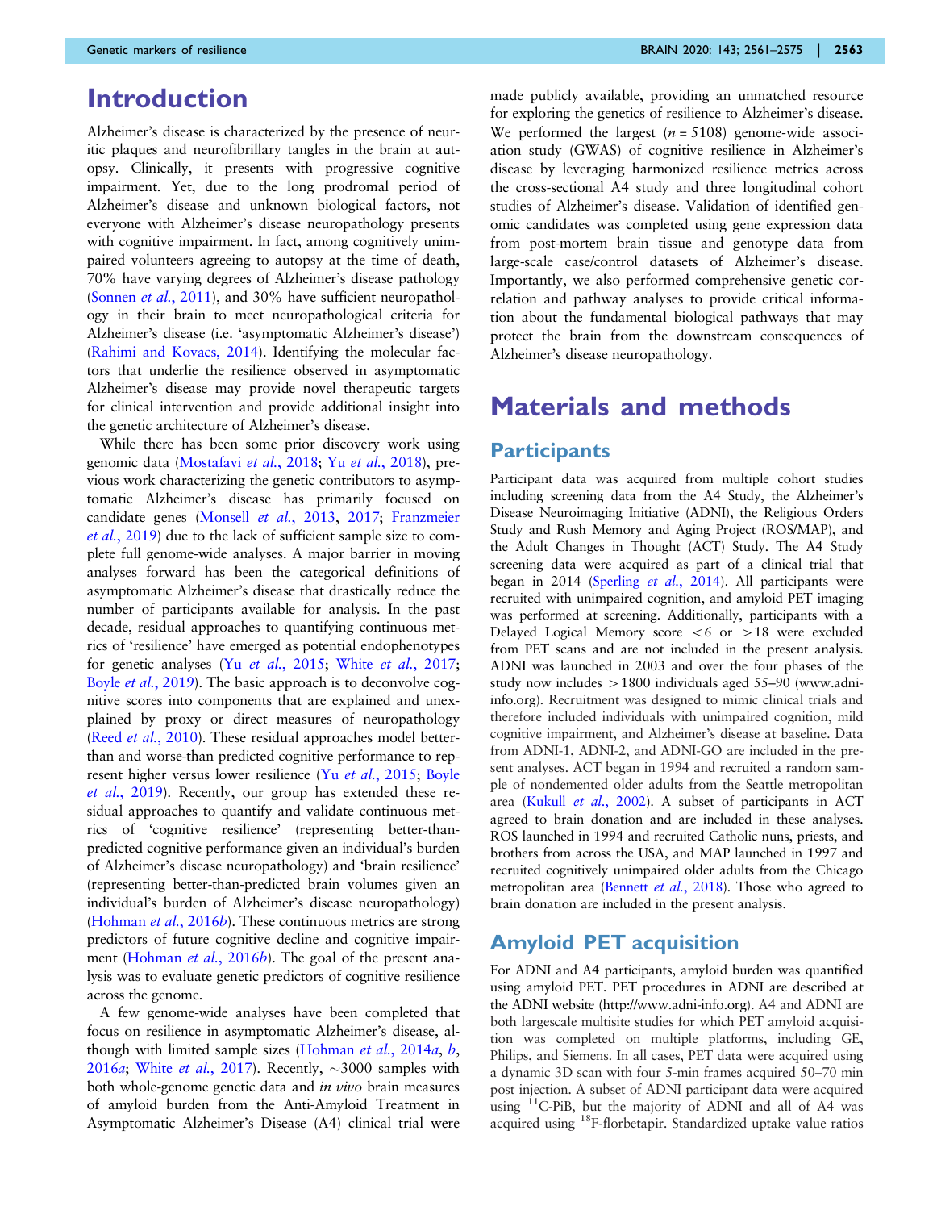# Introduction

Alzheimer's disease is characterized by the presence of neuritic plaques and neurofibrillary tangles in the brain at autopsy. Clinically, it presents with progressive cognitive impairment. Yet, due to the long prodromal period of Alzheimer's disease and unknown biological factors, not everyone with Alzheimer's disease neuropathology presents with cognitive impairment. In fact, among cognitively unimpaired volunteers agreeing to autopsy at the time of death, 70% have varying degrees of Alzheimer's disease pathology (Sonnen *et al.*, 2011), and 30% have sufficient neuropathology in their brain to meet neuropathological criteria for Alzheimer's disease (i.e. 'asymptomatic Alzheimer's disease') (Rahimi and Kovacs, 2014). Identifying the molecular factors that underlie the resilience observed in asymptomatic Alzheimer's disease may provide novel therapeutic targets for clinical intervention and provide additional insight into the genetic architecture of Alzheimer's disease.

While there has been some prior discovery work using genomic data (Mostafavi *et al.*, 2018; Yu *et al.*, 2018), previous work characterizing the genetic contributors to asymptomatic Alzheimer's disease has primarily focused on candidate genes (Monsell *et al.*, 2013, 2017; Franzmeier *et al.*, 2019) due to the lack of sufficient sample size to complete full genome-wide analyses. A major barrier in moving analyses forward has been the categorical definitions of asymptomatic Alzheimer's disease that drastically reduce the number of participants available for analysis. In the past decade, residual approaches to quantifying continuous metrics of 'resilience' have emerged as potential endophenotypes for genetic analyses (Yu *et al.*, 2015; White *et al.*, 2017; Boyle *et al.*, 2019). The basic approach is to deconvolve cognitive scores into components that are explained and unexplained by proxy or direct measures of neuropathology (Reed *et al.*, 2010). These residual approaches model better-than and worse-than predicted cognitive performance to represent higher versus lower resilience (Yu *et al.*, 2015; Boyle *et al.*, 2019). Recently, our group has extended these residual approaches to quantify and validate continuous metrics of 'cognitive resilience' (representing better-than-predicted cognitive performance given an individual's burden of Alzheimer's disease neuropathology) and 'brain resilience' (representing better-than-predicted brain volumes given an individual's burden of Alzheimer's disease neuropathology) (Hohman *et al.*, 2016*b*). These continuous metrics are strong predictors of future cognitive decline and cognitive impairment (Hohman *et al.*, 2016*b*). The goal of the present analysis was to evaluate genetic predictors of cognitive resilience across the genome.

A few genome-wide analyses have been completed that focus on resilience in asymptomatic Alzheimer's disease, although with limited sample sizes (Hohman *et al.*, 2014*a*, *b*, 2016*a*; White *et al.*, 2017). Recently, ~3000 samples with both whole-genome genetic data and *in vivo* brain measures of amyloid burden from the Anti-Amyloid Treatment in Asymptomatic Alzheimer's Disease (A4) clinical trial were made publicly available, providing an unmatched resource for exploring the genetics of resilience to Alzheimer's disease. We performed the largest ($n = 5108$) genome-wide association study (GWAS) of cognitive resilience in Alzheimer's disease by leveraging harmonized resilience metrics across the cross-sectional A4 study and three longitudinal cohort studies of Alzheimer's disease. Validation of identified genomic candidates was completed using gene expression data from post-mortem brain tissue and genotype data from large-scale case/control datasets of Alzheimer's disease. Importantly, we also performed comprehensive genetic correlation and pathway analyses to provide critical information about the fundamental biological pathways that may protect the brain from the downstream consequences of Alzheimer's disease neuropathology.

# Materials and methods

## Participants

Participant data was acquired from multiple cohort studies including screening data from the A4 Study, the Alzheimer's Disease Neuroimaging Initiative (ADNI), the Religious Orders Study and Rush Memory and Aging Project (ROS/MAP), and the Adult Changes in Thought (ACT) Study. The A4 Study screening data were acquired as part of a clinical trial that began in 2014 (Sperling *et al.*, 2014). All participants were recruited with unimpaired cognition, and amyloid PET imaging was performed at screening. Additionally, participants with a Delayed Logical Memory score $< 6$ or $> 18$ were excluded from PET scans and are not included in the present analysis. ADNI was launched in 2003 and over the four phases of the study now includes >1800 individuals aged 55–90 (www.adni-info.org). Recruitment was designed to mimic clinical trials and therefore included individuals with unimpaired cognition, mild cognitive impairment, and Alzheimer's disease at baseline. Data from ADNI-1, ADNI-2, and ADNI-GO are included in the present analyses. ACT began in 1994 and recruited a random sample of nondemented older adults from the Seattle metropolitan area (Kukull *et al.*, 2002). A subset of participants in ACT agreed to brain donation and are included in these analyses. ROS launched in 1994 and recruited Catholic nuns, priests, and brothers from across the USA, and MAP launched in 1997 and recruited cognitively unimpaired older adults from the Chicago metropolitan area (Bennett *et al.*, 2018). Those who agreed to brain donation are included in the present analysis.

## Amyloid PET acquisition

For ADNI and A4 participants, amyloid burden was quantified using amyloid PET. PET procedures in ADNI are described at the ADNI website (http://www.adni-info.org). A4 and ADNI are both largescale multisite studies for which PET amyloid acquisition was completed on multiple platforms, including GE, Philips, and Siemens. In all cases, PET data were acquired using a dynamic 3D scan with four 5-min frames acquired 50–70 min post injection. A subset of ADNI participant data were acquired using $^{11}$C-PiB, but the majority of ADNI and all of A4 was acquired using $^{18}$F-florbetapir. Standardized uptake value ratios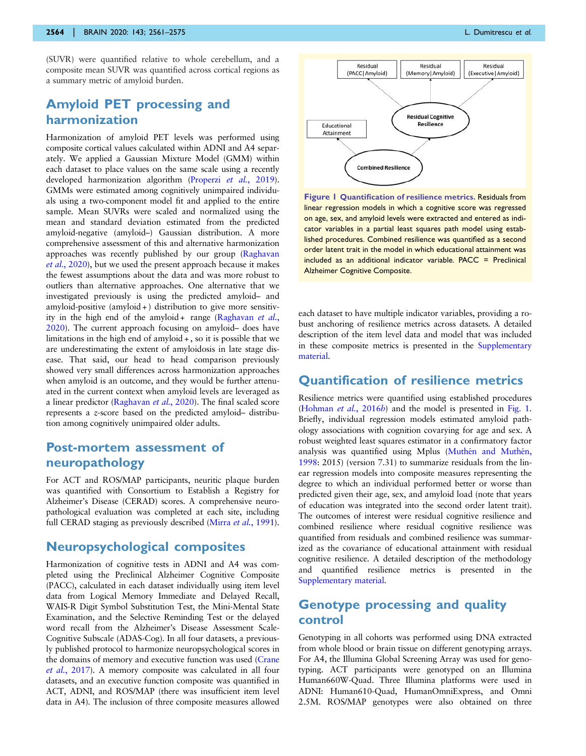(SUVR) were quantified relative to whole cerebellum, and a composite mean SUVR was quantified across cortical regions as a summary metric of amyloid burden.

## Amyloid PET processing and harmonization

Harmonization of amyloid PET levels was performed using composite cortical values calculated within ADNI and A4 separately. We applied a Gaussian Mixture Model (GMM) within each dataset to place values on the same scale using a recently developed harmonization algorithm (Properzi *et al.*, 2019). GMMs were estimated among cognitively unimpaired individuals using a two-component model fit and applied to the entire sample. Mean SUVRs were scaled and normalized using the mean and standard deviation estimated from the predicted amyloid-negative (amyloid–) Gaussian distribution. A more comprehensive assessment of this and alternative harmonization approaches was recently published by our group (Raghavan *et al.*, 2020), but we used the present approach because it makes the fewest assumptions about the data and was more robust to outliers than alternative approaches. One alternative that we investigated previously is using the predicted amyloid– and amyloid-positive (amyloid + ) distribution to give more sensitivity in the high end of the amyloid + range (Raghavan *et al.*, 2020). The current approach focusing on amyloid– does have limitations in the high end of amyloid + , so it is possible that we are underestimating the extent of amyloidosis in late stage disease. That said, our head to head comparison previously showed very small differences across harmonization approaches when amyloid is an outcome, and they would be further attenuated in the current context when amyloid levels are leveraged as a linear predictor (Raghavan *et al.*, 2020). The final scaled score represents a *z*-score based on the predicted amyloid– distribution among cognitively unimpaired older adults.

## Post-mortem assessment of neuropathology

For ACT and ROS/MAP participants, neuritic plaque burden was quantified with Consortium to Establish a Registry for Alzheimer's Disease (CERAD) scores. A comprehensive neuropathological evaluation was completed at each site, including full CERAD staging as previously described (Mirra *et al.*, 1991).

## Neuropsychological composites

Harmonization of cognitive tests in ADNI and A4 was completed using the Preclinical Alzheimer Cognitive Composite (PACC), calculated in each dataset individually using item level data from Logical Memory Immediate and Delayed Recall, WAIS-R Digit Symbol Substitution Test, the Mini-Mental State Examination, and the Selective Reminding Test or the delayed word recall from the Alzheimer's Disease Assessment Scale-Cognitive Subscale (ADAS-Cog). In all four datasets, a previously published protocol to harmonize neuropsychological scores in the domains of memory and executive function was used (Crane *et al.*, 2017). A memory composite was calculated in all four datasets, and an executive function composite was quantified in ACT, ADNI, and ROS/MAP (there was insufficient item level data in A4). The inclusion of three composite measures allowed each dataset to have multiple indicator variables, providing a robust anchoring of resilience metrics across datasets. A detailed description of the item level data and model that was included in these composite metrics is presented in the Supplementary material.

**Figure 1 Quantification of resilience metrics.** Residuals from linear regression models in which a cognitive score was regressed on age, sex, and amyloid levels were extracted and entered as indicator variables in a partial least squares path model using established procedures. Combined resilience was quantified as a second order latent trait in the model in which educational attainment was included as an additional indicator variable. PACC = Preclinical Alzheimer Cognitive Composite.

## Quantification of resilience metrics

Resilience metrics were quantified using established procedures (Hohman *et al.*, 2016*b*) and the model is presented in Fig. 1. Briefly, individual regression models estimated amyloid pathology associations with cognition covarying for age and sex. A robust weighted least squares estimator in a confirmatory factor analysis was quantified using Mplus (Muthén and Muthén, 1998: 2015) (version 7.31) to summarize residuals from the linear regression models into composite measures representing the degree to which an individual performed better or worse than predicted given their age, sex, and amyloid load (note that years of education was integrated into the second order latent trait). The outcomes of interest were residual cognitive resilience and combined resilience where residual cognitive resilience was quantified from residuals and combined resilience was summarized as the covariance of educational attainment with residual cognitive resilience. A detailed description of the methodology and quantified resilience metrics is presented in the Supplementary material.

## Genotype processing and quality control

Genotyping in all cohorts was performed using DNA extracted from whole blood or brain tissue on different genotyping arrays. For A4, the Illumina Global Screening Array was used for genotyping. ACT participants were genotyped on an Illumina Human660W-Quad. Three Illumina platforms were used in ADNI: Human610-Quad, HumanOmniExpress, and Omni 2.5M. ROS/MAP genotypes were also obtained on three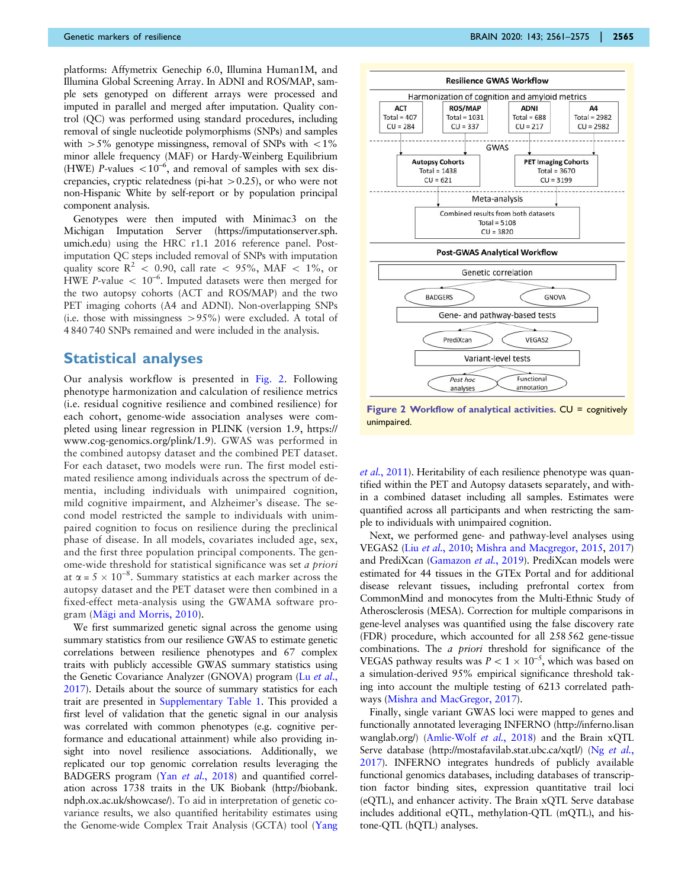platforms: Affymetrix Genechip 6.0, Illumina Human1M, and Illumina Global Screening Array. In ADNI and ROS/MAP, sample sets genotyped on different arrays were processed and imputed in parallel and merged after imputation. Quality control (QC) was performed using standard procedures, including removal of single nucleotide polymorphisms (SNPs) and samples with >5% genotype missingness, removal of SNPs with <1% minor allele frequency (MAF) or Hardy-Weinberg Equilibrium (HWE) *P*-values $<10^{-6}$, and removal of samples with sex discrepancies, cryptic relatedness (pi-hat >0.25), or who were not non-Hispanic White by self-report or by population principal component analysis.

Genotypes were then imputed with Minimac3 on the Michigan Imputation Server (https://imputationserver.sph.umich.edu) using the HRC r1.1 2016 reference panel. Post-imputation QC steps included removal of SNPs with imputation quality score $R^2 < 0.90$, call rate < 95%, MAF < 1%, or HWE *P*-value $< 10^{-6}$. Imputed datasets were then merged for the two autopsy cohorts (ACT and ROS/MAP) and the two PET imaging cohorts (A4 and ADNI). Non-overlapping SNPs (i.e. those with missingness >95%) were excluded. A total of 4 840 740 SNPs remained and were included in the analysis.

## Statistical analyses

Our analysis workflow is presented in Fig. 2. Following phenotype harmonization and calculation of resilience metrics (i.e. residual cognitive resilience and combined resilience) for each cohort, genome-wide association analyses were completed using linear regression in PLINK (version 1.9, https://www.cog-genomics.org/plink/1.9). GWAS was performed in the combined autopsy dataset and the combined PET dataset. For each dataset, two models were run. The first model estimated resilience among individuals across the spectrum of dementia, including individuals with unimpaired cognition, mild cognitive impairment, and Alzheimer's disease. The second model restricted the sample to individuals with unimpaired cognition to focus on resilience during the preclinical phase of disease. In all models, covariates included age, sex, and the first three population principal components. The genome-wide threshold for statistical significance was set *a priori* at $\alpha = 5 \times 10^{-8}$. Summary statistics at each marker across the autopsy dataset and the PET dataset were then combined in a fixed-effect meta-analysis using the GWAMA software program (Mägi and Morris, 2010).

We first summarized genetic signal across the genome using summary statistics from our resilience GWAS to estimate genetic correlations between resilience phenotypes and 67 complex traits with publicly accessible GWAS summary statistics using the Genetic Covariance Analyzer (GNOVA) program (Lu *et al.*, 2017). Details about the source of summary statistics for each trait are presented in Supplementary Table 1. This provided a first level of validation that the genetic signal in our analysis was correlated with common phenotypes (e.g. cognitive performance and educational attainment) while also providing insight into novel resilience associations. Additionally, we replicated our top genomic correlation results leveraging the BADGERS program (Yan *et al.*, 2018) and quantified correlation across 1738 traits in the UK Biobank (http://biobank.ndph.ox.ac.uk/showcase/). To aid in interpretation of genetic covariance results, we also quantified heritability estimates using the Genome-wide Complex Trait Analysis (GCTA) tool (Yang *et al.*, 2011). Heritability of each resilience phenotype was quantified within the PET and Autopsy datasets separately, and within a combined dataset including all samples. Estimates were quantified across all participants and when restricting the sample to individuals with unimpaired cognition.

**Resilience GWAS Workflow**

Harmonization of cognition and amyloid metrics

| ACT | ROS/MAP | ADNI | A4 |
|---|---|---|---|
| Total = 407 | Total = 1031 | Total = 688 | Total = 2982 |
| CU = 284 | CU = 337 | CU = 217 | CU = 2982 |

GWAS

- Autopsy Cohorts: Total = 1438, CU = 621
- PET Imaging Cohorts: Total = 3670, CU = 3199

Meta-analysis

- Combined results from both datasets: Total = 5108, CU = 3820

**Post-GWAS Analytical Workflow**

- Genetic correlation: BADGERS, GNOVA
- Gene- and pathway-based tests: PrediXcan, VEGAS2
- Variant-level tests: *Post hoc* analyses, Functional annotation

**Figure 2 Workflow of analytical activities.** CU = cognitively unimpaired.

Next, we performed gene- and pathway-level analyses using VEGAS2 (Liu *et al.*, 2010; Mishra and Macgregor, 2015, 2017) and PrediXcan (Gamazon *et al.*, 2019). PrediXcan models were estimated for 44 tissues in the GTEx Portal and for additional disease relevant tissues, including prefrontal cortex from CommonMind and monocytes from the Multi-Ethnic Study of Atherosclerosis (MESA). Correction for multiple comparisons in gene-level analyses was quantified using the false discovery rate (FDR) procedure, which accounted for all 258 562 gene-tissue combinations. The *a priori* threshold for significance of the VEGAS pathway results was $P < 1 \times 10^{-5}$, which was based on a simulation-derived 95% empirical significance threshold taking into account the multiple testing of 6213 correlated pathways (Mishra and MacGregor, 2017).

Finally, single variant GWAS loci were mapped to genes and functionally annotated leveraging INFERNO (http://inferno.lisanwanglab.org/) (Amlie-Wolf *et al.*, 2018) and the Brain xQTL Serve database (http://mostafavilab.stat.ubc.ca/xqtl/) (Ng *et al.*, 2017). INFERNO integrates hundreds of publicly available functional genomics databases, including databases of transcription factor binding sites, expression quantitative trait loci (eQTL), and enhancer activity. The Brain xQTL Serve database includes additional eQTL, methylation-QTL (mQTL), and histone-QTL (hQTL) analyses.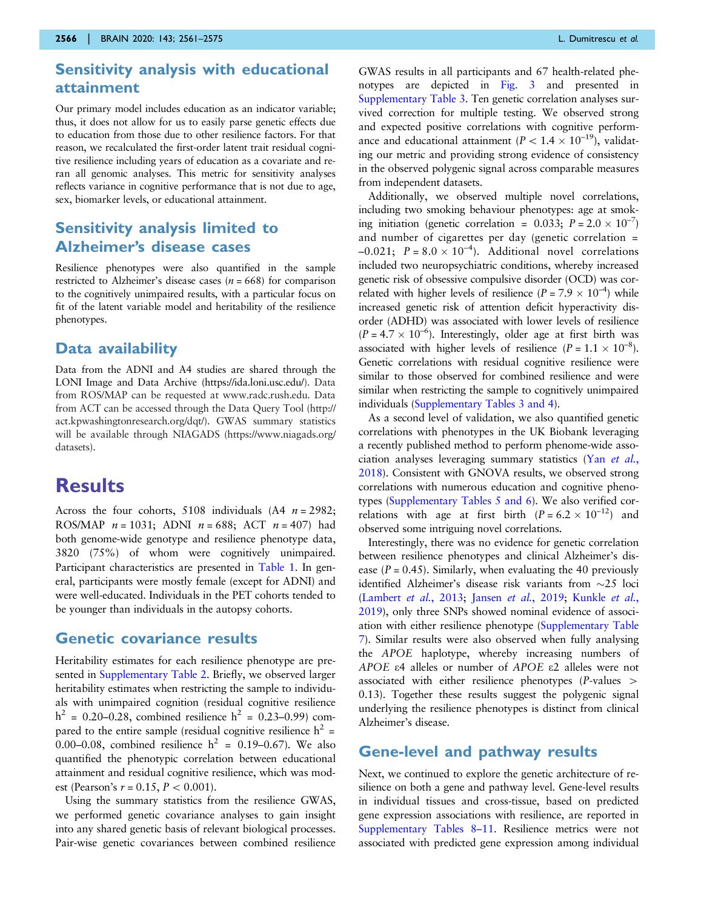## Sensitivity analysis with educational attainment

Our primary model includes education as an indicator variable; thus, it does not allow for us to easily parse genetic effects due to education from those due to other resilience factors. For that reason, we recalculated the first-order latent trait residual cognitive resilience including years of education as a covariate and reran all genomic analyses. This metric for sensitivity analyses reflects variance in cognitive performance that is not due to age, sex, biomarker levels, or educational attainment.

## Sensitivity analysis limited to Alzheimer's disease cases

Resilience phenotypes were also quantified in the sample restricted to Alzheimer's disease cases ($n = 668$) for comparison to the cognitively unimpaired results, with a particular focus on fit of the latent variable model and heritability of the resilience phenotypes.

## Data availability

Data from the ADNI and A4 studies are shared through the LONI Image and Data Archive (https://ida.loni.usc.edu/). Data from ROS/MAP can be requested at www.radc.rush.edu. Data from ACT can be accessed through the Data Query Tool (http://act.kpwashingtonresearch.org/dqt/). GWAS summary statistics will be available through NIAGADS (https://www.niagads.org/datasets).

# Results

Across the four cohorts, 5108 individuals (A4 $n = 2982$; ROS/MAP $n = 1031$; ADNI $n = 688$; ACT $n = 407$) had both genome-wide genotype and resilience phenotype data, 3820 (75%) of whom were cognitively unimpaired. Participant characteristics are presented in Table 1. In general, participants were mostly female (except for ADNI) and were well-educated. Individuals in the PET cohorts tended to be younger than individuals in the autopsy cohorts.

## Genetic covariance results

Heritability estimates for each resilience phenotype are presented in Supplementary Table 2. Briefly, we observed larger heritability estimates when restricting the sample to individuals with unimpaired cognition (residual cognitive resilience $h^2$ = 0.20–0.28, combined resilience $h^2$ = 0.23–0.99) compared to the entire sample (residual cognitive resilience $h^2$ = 0.00–0.08, combined resilience $h^2$ = 0.19–0.67). We also quantified the phenotypic correlation between educational attainment and residual cognitive resilience, which was modest (Pearson's $r = 0.15$, $P < 0.001$).

Using the summary statistics from the resilience GWAS, we performed genetic covariance analyses to gain insight into any shared genetic basis of relevant biological processes. Pair-wise genetic covariances between combined resilience GWAS results in all participants and 67 health-related phenotypes are depicted in Fig. 3 and presented in Supplementary Table 3. Ten genetic correlation analyses survived correction for multiple testing. We observed strong and expected positive correlations with cognitive performance and educational attainment ($P < 1.4 \times 10^{-19}$), validating our metric and providing strong evidence of consistency in the observed polygenic signal across comparable measures from independent datasets.

Additionally, we observed multiple novel correlations, including two smoking behaviour phenotypes: age at smoking initiation (genetic correlation = 0.033; $P = 2.0 \times 10^{-7}$) and number of cigarettes per day (genetic correlation = –0.021; $P = 8.0 \times 10^{-4}$). Additional novel correlations included two neuropsychiatric conditions, whereby increased genetic risk of obsessive compulsive disorder (OCD) was correlated with higher levels of resilience ($P = 7.9 \times 10^{-4}$) while increased genetic risk of attention deficit hyperactivity disorder (ADHD) was associated with lower levels of resilience ($P = 4.7 \times 10^{-6}$). Interestingly, older age at first birth was associated with higher levels of resilience ($P = 1.1 \times 10^{-8}$). Genetic correlations with residual cognitive resilience were similar to those observed for combined resilience and were similar when restricting the sample to cognitively unimpaired individuals (Supplementary Tables 3 and 4).

As a second level of validation, we also quantified genetic correlations with phenotypes in the UK Biobank leveraging a recently published method to perform phenome-wide association analyses leveraging summary statistics (Yan *et al.*, 2018). Consistent with GNOVA results, we observed strong correlations with numerous education and cognitive phenotypes (Supplementary Tables 5 and 6). We also verified correlations with age at first birth ($P = 6.2 \times 10^{-12}$) and observed some intriguing novel correlations.

Interestingly, there was no evidence for genetic correlation between resilience phenotypes and clinical Alzheimer's disease ($P = 0.45$). Similarly, when evaluating the 40 previously identified Alzheimer's disease risk variants from ~25 loci (Lambert *et al.*, 2013; Jansen *et al.*, 2019; Kunkle *et al.*, 2019), only three SNPs showed nominal evidence of association with either resilience phenotype (Supplementary Table 7). Similar results were also observed when fully analysing the *APOE* haplotype, whereby increasing numbers of *APOE* ε4 alleles or number of *APOE* ε2 alleles were not associated with either resilience phenotypes ($P$-values > 0.13). Together these results suggest the polygenic signal underlying the resilience phenotypes is distinct from clinical Alzheimer's disease.

## Gene-level and pathway results

Next, we continued to explore the genetic architecture of resilience on both a gene and pathway level. Gene-level results in individual tissues and cross-tissue, based on predicted gene expression associations with resilience, are reported in Supplementary Tables 8–11. Resilience metrics were not associated with predicted gene expression among individual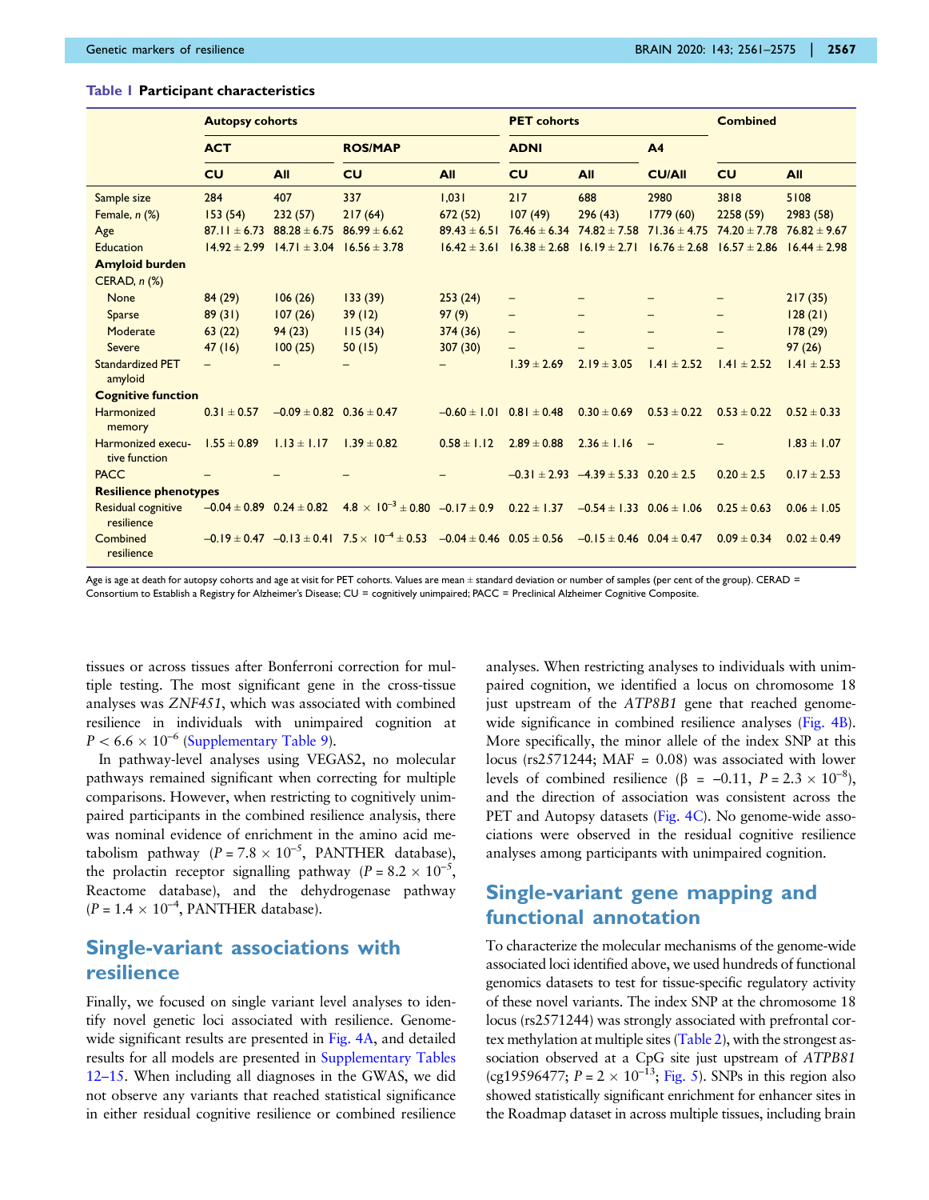**Table 1 Participant characteristics**

| | Autopsy cohorts | | | | PET cohorts | | | Combined | |
|---|---|---|---|---|---|---|---|---|---|
| | ACT | | ROS/MAP | | ADNI | | A4 | | |
| | CU | All | CU | All | CU | All | CU/All | CU | All |
| Sample size | 284 | 407 | 337 | 1,031 | 217 | 688 | 2980 | 3818 | 5108 |
| Female, n (%) | 153 (54) | 232 (57) | 217 (64) | 672 (52) | 107 (49) | 296 (43) | 1779 (60) | 2258 (59) | 2983 (58) |
| Age | 87.11 ± 6.73 | 88.28 ± 6.75 | 86.99 ± 6.62 | 89.43 ± 6.51 | 76.46 ± 6.34 | 74.82 ± 7.58 | 71.36 ± 4.75 | 74.20 ± 7.78 | 76.82 ± 9.67 |
| Education | 14.92 ± 2.99 | 14.71 ± 3.04 | 16.56 ± 3.78 | 16.42 ± 3.61 | 16.38 ± 2.68 | 16.19 ± 2.71 | 16.76 ± 2.68 | 16.57 ± 2.86 | 16.44 ± 2.98 |
| **Amyloid burden** | | | | | | | | | |
| CERAD, n (%) | | | | | | | | | |
| None | 84 (29) | 106 (26) | 133 (39) | 253 (24) | – | – | – | – | 217 (35) |
| Sparse | 89 (31) | 107 (26) | 39 (12) | 97 (9) | – | – | – | – | 128 (21) |
| Moderate | 63 (22) | 94 (23) | 115 (34) | 374 (36) | – | – | – | – | 178 (29) |
| Severe | 47 (16) | 100 (25) | 50 (15) | 307 (30) | – | – | – | – | 97 (26) |
| Standardized PET amyloid | – | – | – | – | 1.39 ± 2.69 | 2.19 ± 3.05 | 1.41 ± 2.52 | 1.41 ± 2.52 | 1.41 ± 2.53 |
| **Cognitive function** | | | | | | | | | |
| Harmonized memory | 0.31 ± 0.57 | −0.09 ± 0.82 | 0.36 ± 0.47 | −0.60 ± 1.01 | 0.81 ± 0.48 | 0.30 ± 0.69 | 0.53 ± 0.22 | 0.53 ± 0.22 | 0.52 ± 0.33 |
| Harmonized executive function | 1.55 ± 0.89 | 1.13 ± 1.17 | 1.39 ± 0.82 | 0.58 ± 1.12 | 2.89 ± 0.88 | 2.36 ± 1.16 | – | – | 1.83 ± 1.07 |
| PACC | – | – | – | – | −0.31 ± 2.93 | −4.39 ± 5.33 | 0.20 ± 2.5 | 0.20 ± 2.5 | 0.17 ± 2.53 |
| **Resilience phenotypes** | | | | | | | | | |
| Residual cognitive resilience | −0.04 ± 0.89 | 0.24 ± 0.82 | $4.8 \times 10^{-3}$ ± 0.80 | −0.17 ± 0.9 | 0.22 ± 1.37 | −0.54 ± 1.33 | 0.06 ± 1.06 | 0.25 ± 0.63 | 0.06 ± 1.05 |
| Combined resilience | −0.19 ± 0.47 | −0.13 ± 0.41 | $7.5 \times 10^{-4}$ ± 0.53 | −0.04 ± 0.46 | 0.05 ± 0.56 | −0.15 ± 0.46 | 0.04 ± 0.47 | 0.09 ± 0.34 | 0.02 ± 0.49 |

Age is age at death for autopsy cohorts and age at visit for PET cohorts. Values are mean ± standard deviation or number of samples (per cent of the group). CERAD = Consortium to Establish a Registry for Alzheimer's Disease; CU = cognitively unimpaired; PACC = Preclinical Alzheimer Cognitive Composite.

tissues or across tissues after Bonferroni correction for multiple testing. The most significant gene in the cross-tissue analyses was *ZNF451*, which was associated with combined resilience in individuals with unimpaired cognition at $P < 6.6 \times 10^{-6}$ (Supplementary Table 9).

In pathway-level analyses using VEGAS2, no molecular pathways remained significant when correcting for multiple comparisons. However, when restricting to cognitively unimpaired participants in the combined resilience analysis, there was nominal evidence of enrichment in the amino acid metabolism pathway ($P = 7.8 \times 10^{-5}$, PANTHER database), the prolactin receptor signalling pathway ($P = 8.2 \times 10^{-5}$, Reactome database), and the dehydrogenase pathway ($P = 1.4 \times 10^{-4}$, PANTHER database).

## Single-variant associations with resilience

Finally, we focused on single variant level analyses to identify novel genetic loci associated with resilience. Genome-wide significant results are presented in Fig. 4A, and detailed results for all models are presented in Supplementary Tables 12–15. When including all diagnoses in the GWAS, we did not observe any variants that reached statistical significance in either residual cognitive resilience or combined resilience analyses. When restricting analyses to individuals with unimpaired cognition, we identified a locus on chromosome 18 just upstream of the *ATP8B1* gene that reached genome-wide significance in combined resilience analyses (Fig. 4B). More specifically, the minor allele of the index SNP at this locus (rs2571244; MAF = 0.08) was associated with lower levels of combined resilience ($\beta$ = −0.11, $P = 2.3 \times 10^{-8}$), and the direction of association was consistent across the PET and Autopsy datasets (Fig. 4C). No genome-wide associations were observed in the residual cognitive resilience analyses among participants with unimpaired cognition.

## Single-variant gene mapping and functional annotation

To characterize the molecular mechanisms of the genome-wide associated loci identified above, we used hundreds of functional genomics datasets to test for tissue-specific regulatory activity of these novel variants. The index SNP at the chromosome 18 locus (rs2571244) was strongly associated with prefrontal cortex methylation at multiple sites (Table 2), with the strongest association observed at a CpG site just upstream of *ATPB81* (cg19596477; $P = 2 \times 10^{-13}$; Fig. 5). SNPs in this region also showed statistically significant enrichment for enhancer sites in the Roadmap dataset in across multiple tissues, including brain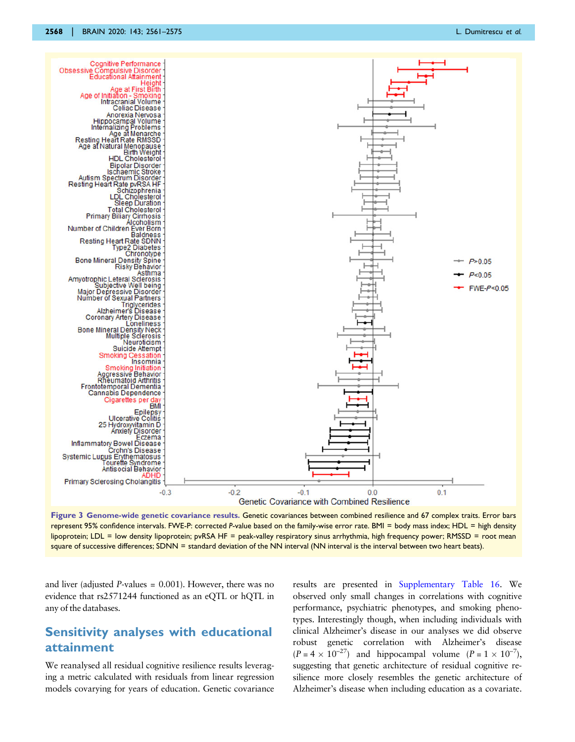**Figure 3 Genome-wide genetic covariance results.** Genetic covariances between combined resilience and 67 complex traits. Error bars represent 95% confidence intervals. FWE-P: corrected P-value based on the family-wise error rate. BMI = body mass index; HDL = high density lipoprotein; LDL = low density lipoprotein; pvRSA HF = peak-valley respiratory sinus arrhythmia, high frequency power; RMSSD = root mean square of successive differences; SDNN = standard deviation of the NN interval (NN interval is the interval between two heart beats).

and liver (adjusted *P*-values = 0.001). However, there was no evidence that rs2571244 functioned as an eQTL or hQTL in any of the databases.

## Sensitivity analyses with educational attainment

We reanalysed all residual cognitive resilience results leveraging a metric calculated with residuals from linear regression models covarying for years of education. Genetic covariance results are presented in Supplementary Table 16. We observed only small changes in correlations with cognitive performance, psychiatric phenotypes, and smoking phenotypes. Interestingly though, when including individuals with clinical Alzheimer's disease in our analyses we did observe robust genetic correlation with Alzheimer's disease ($P = 4 \times 10^{-27}$) and hippocampal volume ($P = 1 \times 10^{-7}$), suggesting that genetic architecture of residual cognitive resilience more closely resembles the genetic architecture of Alzheimer's disease when including education as a covariate.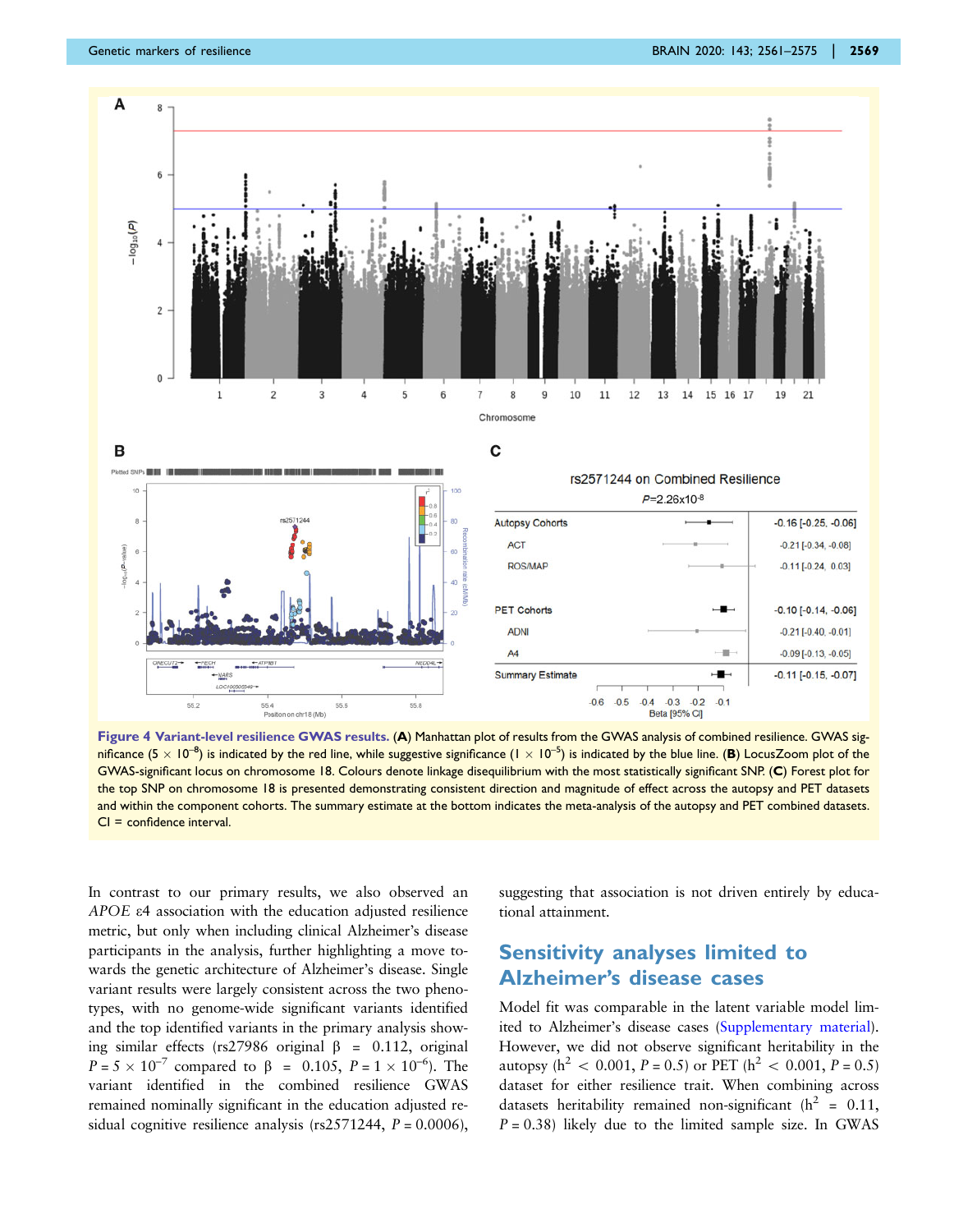**Figure 4 Variant-level resilience GWAS results.** (**A**) Manhattan plot of results from the GWAS analysis of combined resilience. GWAS significance ($5 \times 10^{-8}$) is indicated by the red line, while suggestive significance ($1 \times 10^{-5}$) is indicated by the blue line. (**B**) LocusZoom plot of the GWAS-significant locus on chromosome 18. Colours denote linkage disequilibrium with the most statistically significant SNP. (**C**) Forest plot for the top SNP on chromosome 18 is presented demonstrating consistent direction and magnitude of effect across the autopsy and PET datasets and within the component cohorts. The summary estimate at the bottom indicates the meta-analysis of the autopsy and PET combined datasets. CI = confidence interval.

In contrast to our primary results, we also observed an *APOE* ε4 association with the education adjusted resilience metric, but only when including clinical Alzheimer's disease participants in the analysis, further highlighting a move towards the genetic architecture of Alzheimer's disease. Single variant results were largely consistent across the two phenotypes, with no genome-wide significant variants identified and the top identified variants in the primary analysis showing similar effects (rs27986 original β = 0.112, original $P = 5 \times 10^{-7}$ compared to β = 0.105, $P = 1 \times 10^{-6}$). The variant identified in the combined resilience GWAS remained nominally significant in the education adjusted residual cognitive resilience analysis (rs2571244, $P = 0.0006$), suggesting that association is not driven entirely by educational attainment.

## Sensitivity analyses limited to Alzheimer's disease cases

Model fit was comparable in the latent variable model limited to Alzheimer's disease cases (Supplementary material). However, we did not observe significant heritability in the autopsy ($h^2 < 0.001$, $P = 0.5$) or PET ($h^2 < 0.001$, $P = 0.5$) dataset for either resilience trait. When combining across datasets heritability remained non-significant ($h^2 = 0.11$, $P = 0.38$) likely due to the limited sample size. In GWAS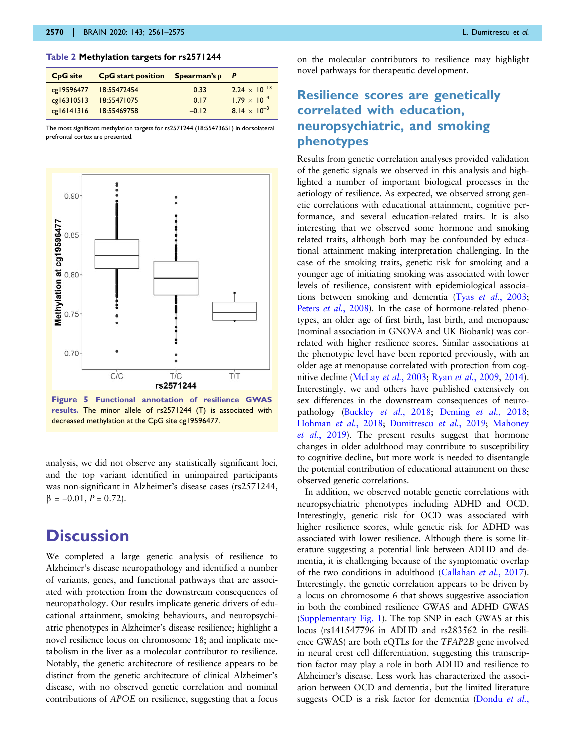**Table 2 Methylation targets for rs2571244**

| CpG site | CpG start position | Spearman's ρ | P |
|---|---|---|---|
| cg19596477 | 18:55472454 | 0.33 | $2.24 \times 10^{-13}$ |
| cg16310513 | 18:55471075 | 0.17 | $1.79 \times 10^{-4}$ |
| cg16141316 | 18:55469758 | −0.12 | $8.14 \times 10^{-3}$ |

The most significant methylation targets for rs2571244 (18:55473651) in dorsolateral prefrontal cortex are presented.

**Figure 5 Functional annotation of resilience GWAS results.** The minor allele of rs2571244 (T) is associated with decreased methylation at the CpG site cg19596477.

analysis, we did not observe any statistically significant loci, and the top variant identified in unimpaired participants was non-significant in Alzheimer's disease cases (rs2571244, $\beta = -0.01$, $P = 0.72$).

# Discussion

We completed a large genetic analysis of resilience to Alzheimer's disease neuropathology and identified a number of variants, genes, and functional pathways that are associated with protection from the downstream consequences of neuropathology. Our results implicate genetic drivers of educational attainment, smoking behaviours, and neuropsychiatric phenotypes in Alzheimer's disease resilience; highlight a novel resilience locus on chromosome 18; and implicate metabolism in the liver as a molecular contributor to resilience. Notably, the genetic architecture of resilience appears to be distinct from the genetic architecture of clinical Alzheimer's disease, with no observed genetic correlation and nominal contributions of *APOE* on resilience, suggesting that a focus on the molecular contributors to resilience may highlight novel pathways for therapeutic development.

## Resilience scores are genetically correlated with education, neuropsychiatric, and smoking phenotypes

Results from genetic correlation analyses provided validation of the genetic signals we observed in this analysis and highlighted a number of important biological processes in the aetiology of resilience. As expected, we observed strong genetic correlations with educational attainment, cognitive performance, and several education-related traits. It is also interesting that we observed some hormone and smoking related traits, although both may be confounded by educational attainment making interpretation challenging. In the case of the smoking traits, genetic risk for smoking and a younger age of initiating smoking was associated with lower levels of resilience, consistent with epidemiological associations between smoking and dementia (Tyas *et al.*, 2003; Peters *et al.*, 2008). In the case of hormone-related phenotypes, an older age of first birth, last birth, and menopause (nominal association in GNOVA and UK Biobank) was correlated with higher resilience scores. Similar associations at the phenotypic level have been reported previously, with an older age at menopause correlated with protection from cognitive decline (McLay *et al.*, 2003; Ryan *et al.*, 2009, 2014). Interestingly, we and others have published extensively on sex differences in the downstream consequences of neuropathology (Buckley *et al.*, 2018; Deming *et al.*, 2018; Hohman *et al.*, 2018; Dumitrescu *et al.*, 2019; Mahoney *et al.*, 2019). The present results suggest that hormone changes in older adulthood may contribute to susceptibility to cognitive decline, but more work is needed to disentangle the potential contribution of educational attainment on these observed genetic correlations.

In addition, we observed notable genetic correlations with neuropsychiatric phenotypes including ADHD and OCD. Interestingly, genetic risk for OCD was associated with higher resilience scores, while genetic risk for ADHD was associated with lower resilience. Although there is some literature suggesting a potential link between ADHD and dementia, it is challenging because of the symptomatic overlap of the two conditions in adulthood (Callahan *et al.*, 2017). Interestingly, the genetic correlation appears to be driven by a locus on chromosome 6 that shows suggestive association in both the combined resilience GWAS and ADHD GWAS (Supplementary Fig. 1). The top SNP in each GWAS at this locus (rs141547796 in ADHD and rs283562 in the resilience GWAS) are both eQTLs for the *TFAP2B* gene involved in neural crest cell differentiation, suggesting this transcription factor may play a role in both ADHD and resilience to Alzheimer's disease. Less work has characterized the association between OCD and dementia, but the limited literature suggests OCD is a risk factor for dementia (Dondu *et al.*,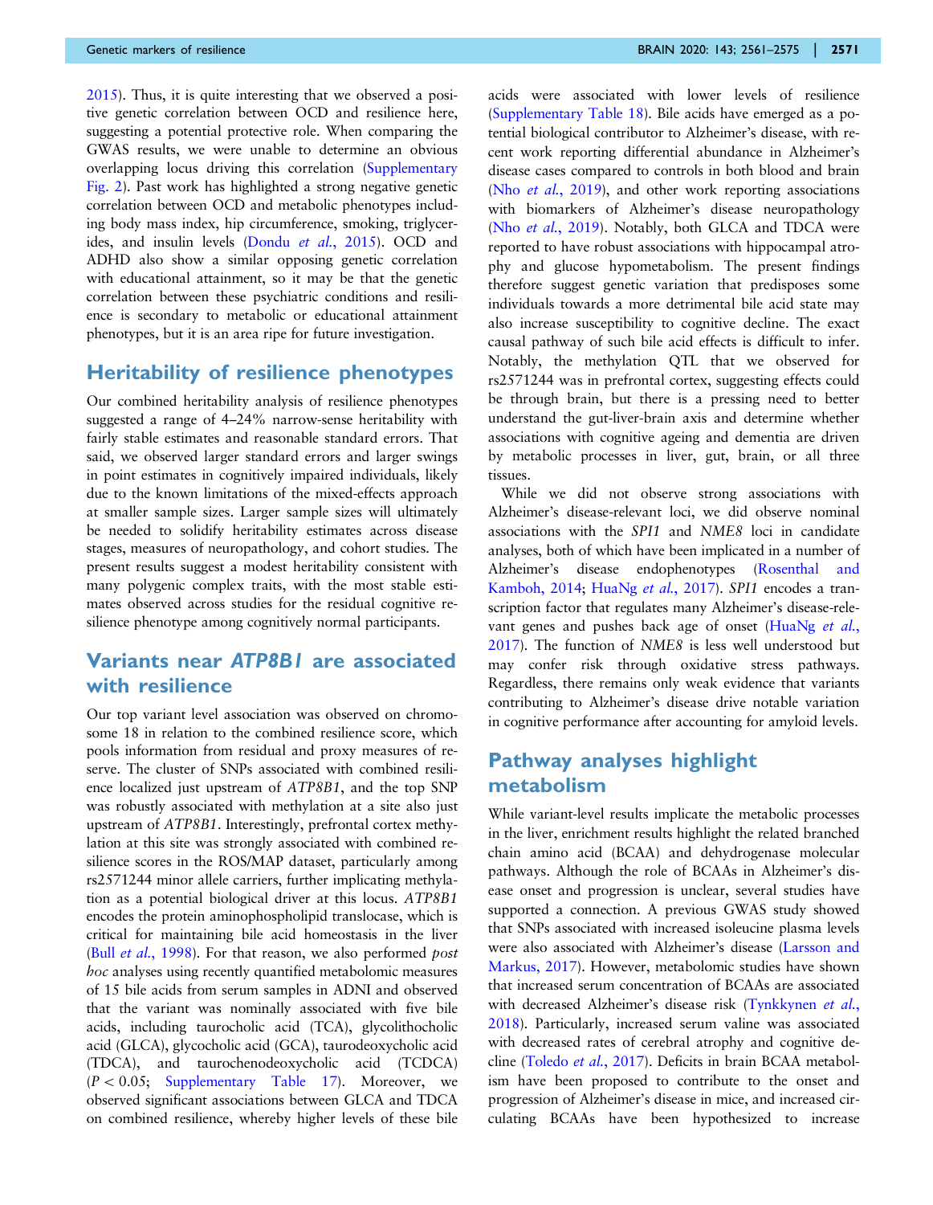2015). Thus, it is quite interesting that we observed a positive genetic correlation between OCD and resilience here, suggesting a potential protective role. When comparing the GWAS results, we were unable to determine an obvious overlapping locus driving this correlation (Supplementary Fig. 2). Past work has highlighted a strong negative genetic correlation between OCD and metabolic phenotypes including body mass index, hip circumference, smoking, triglycerides, and insulin levels (Dondu *et al.*, 2015). OCD and ADHD also show a similar opposing genetic correlation with educational attainment, so it may be that the genetic correlation between these psychiatric conditions and resilience is secondary to metabolic or educational attainment phenotypes, but it is an area ripe for future investigation.

## Heritability of resilience phenotypes

Our combined heritability analysis of resilience phenotypes suggested a range of 4–24% narrow-sense heritability with fairly stable estimates and reasonable standard errors. That said, we observed larger standard errors and larger swings in point estimates in cognitively impaired individuals, likely due to the known limitations of the mixed-effects approach at smaller sample sizes. Larger sample sizes will ultimately be needed to solidify heritability estimates across disease stages, measures of neuropathology, and cohort studies. The present results suggest a modest heritability consistent with many polygenic complex traits, with the most stable estimates observed across studies for the residual cognitive resilience phenotype among cognitively normal participants.

## Variants near *ATP8B1* are associated with resilience

Our top variant level association was observed on chromosome 18 in relation to the combined resilience score, which pools information from residual and proxy measures of reserve. The cluster of SNPs associated with combined resilience localized just upstream of *ATP8B1*, and the top SNP was robustly associated with methylation at a site also just upstream of *ATP8B1*. Interestingly, prefrontal cortex methylation at this site was strongly associated with combined resilience scores in the ROS/MAP dataset, particularly among rs2571244 minor allele carriers, further implicating methylation as a potential biological driver at this locus. *ATP8B1* encodes the protein aminophospholipid translocase, which is critical for maintaining bile acid homeostasis in the liver (Bull *et al.*, 1998). For that reason, we also performed *post hoc* analyses using recently quantified metabolomic measures of 15 bile acids from serum samples in ADNI and observed that the variant was nominally associated with five bile acids, including taurocholic acid (TCA), glycolithocholic acid (GLCA), glycocholic acid (GCA), taurodeoxycholic acid (TDCA), and taurochenodeoxycholic acid (TCDCA) ($P < 0.05$; Supplementary Table 17). Moreover, we observed significant associations between GLCA and TDCA on combined resilience, whereby higher levels of these bile acids were associated with lower levels of resilience (Supplementary Table 18). Bile acids have emerged as a potential biological contributor to Alzheimer's disease, with recent work reporting differential abundance in Alzheimer's disease cases compared to controls in both blood and brain (Nho *et al.*, 2019), and other work reporting associations with biomarkers of Alzheimer's disease neuropathology (Nho *et al.*, 2019). Notably, both GLCA and TDCA were reported to have robust associations with hippocampal atrophy and glucose hypometabolism. The present findings therefore suggest genetic variation that predisposes some individuals towards a more detrimental bile acid state may also increase susceptibility to cognitive decline. The exact causal pathway of such bile acid effects is difficult to infer. Notably, the methylation QTL that we observed for rs2571244 was in prefrontal cortex, suggesting effects could be through brain, but there is a pressing need to better understand the gut-liver-brain axis and determine whether associations with cognitive ageing and dementia are driven by metabolic processes in liver, gut, brain, or all three tissues.

While we did not observe strong associations with Alzheimer's disease-relevant loci, we did observe nominal associations with the *SPI1* and *NME8* loci in candidate analyses, both of which have been implicated in a number of Alzheimer's disease endophenotypes (Rosenthal and Kamboh, 2014; HuaNg *et al.*, 2017). *SPI1* encodes a transcription factor that regulates many Alzheimer's disease-relevant genes and pushes back age of onset (HuaNg *et al.*, 2017). The function of *NME8* is less well understood but may confer risk through oxidative stress pathways. Regardless, there remains only weak evidence that variants contributing to Alzheimer's disease drive notable variation in cognitive performance after accounting for amyloid levels.

## Pathway analyses highlight metabolism

While variant-level results implicate the metabolic processes in the liver, enrichment results highlight the related branched chain amino acid (BCAA) and dehydrogenase molecular pathways. Although the role of BCAAs in Alzheimer's disease onset and progression is unclear, several studies have supported a connection. A previous GWAS study showed that SNPs associated with increased isoleucine plasma levels were also associated with Alzheimer's disease (Larsson and Markus, 2017). However, metabolomic studies have shown that increased serum concentration of BCAAs are associated with decreased Alzheimer's disease risk (Tynkkynen *et al.*, 2018). Particularly, increased serum valine was associated with decreased rates of cerebral atrophy and cognitive decline (Toledo *et al.*, 2017). Deficits in brain BCAA metabolism have been proposed to contribute to the onset and progression of Alzheimer's disease in mice, and increased circulating BCAAs have been hypothesized to increase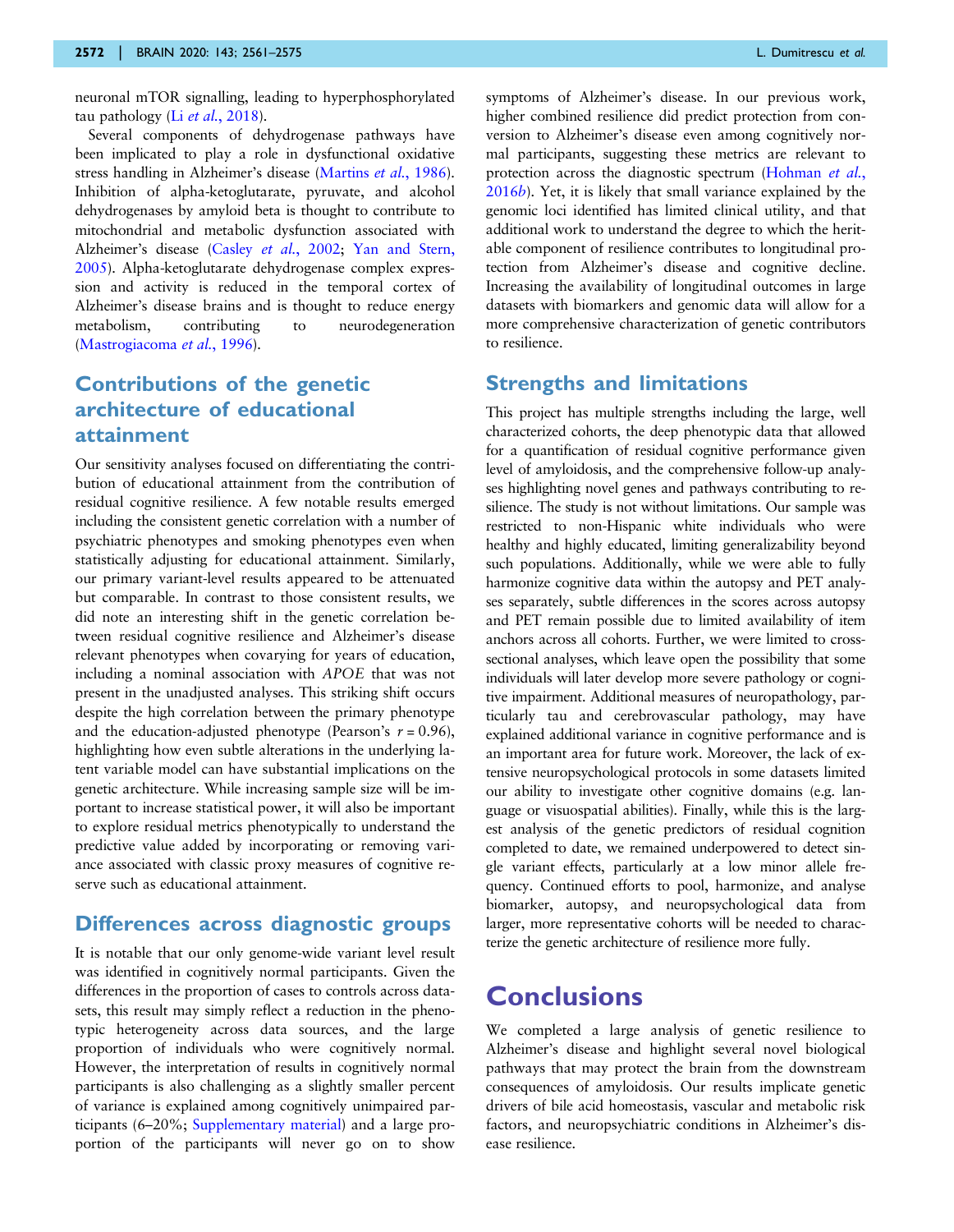neuronal mTOR signalling, leading to hyperphosphorylated tau pathology (Li *et al.*, 2018).

Several components of dehydrogenase pathways have been implicated to play a role in dysfunctional oxidative stress handling in Alzheimer's disease (Martins *et al.*, 1986). Inhibition of alpha-ketoglutarate, pyruvate, and alcohol dehydrogenases by amyloid beta is thought to contribute to mitochondrial and metabolic dysfunction associated with Alzheimer's disease (Casley *et al.*, 2002; Yan and Stern, 2005). Alpha-ketoglutarate dehydrogenase complex expression and activity is reduced in the temporal cortex of Alzheimer's disease brains and is thought to reduce energy metabolism, contributing to neurodegeneration (Mastrogiacoma *et al.*, 1996).

## Contributions of the genetic architecture of educational attainment

Our sensitivity analyses focused on differentiating the contribution of educational attainment from the contribution of residual cognitive resilience. A few notable results emerged including the consistent genetic correlation with a number of psychiatric phenotypes and smoking phenotypes even when statistically adjusting for educational attainment. Similarly, our primary variant-level results appeared to be attenuated but comparable. In contrast to those consistent results, we did note an interesting shift in the genetic correlation between residual cognitive resilience and Alzheimer's disease relevant phenotypes when covarying for years of education, including a nominal association with *APOE* that was not present in the unadjusted analyses. This striking shift occurs despite the high correlation between the primary phenotype and the education-adjusted phenotype (Pearson's $r = 0.96$), highlighting how even subtle alterations in the underlying latent variable model can have substantial implications on the genetic architecture. While increasing sample size will be important to increase statistical power, it will also be important to explore residual metrics phenotypically to understand the predictive value added by incorporating or removing variance associated with classic proxy measures of cognitive reserve such as educational attainment.

## Differences across diagnostic groups

It is notable that our only genome-wide variant level result was identified in cognitively normal participants. Given the differences in the proportion of cases to controls across datasets, this result may simply reflect a reduction in the phenotypic heterogeneity across data sources, and the large proportion of individuals who were cognitively normal. However, the interpretation of results in cognitively normal participants is also challenging as a slightly smaller percent of variance is explained among cognitively unimpaired participants (6–20%; Supplementary material) and a large proportion of the participants will never go on to show symptoms of Alzheimer's disease. In our previous work, higher combined resilience did predict protection from conversion to Alzheimer's disease even among cognitively normal participants, suggesting these metrics are relevant to protection across the diagnostic spectrum (Hohman *et al.*, 2016*b*). Yet, it is likely that small variance explained by the genomic loci identified has limited clinical utility, and that additional work to understand the degree to which the heritable component of resilience contributes to longitudinal protection from Alzheimer's disease and cognitive decline. Increasing the availability of longitudinal outcomes in large datasets with biomarkers and genomic data will allow for a more comprehensive characterization of genetic contributors to resilience.

## Strengths and limitations

This project has multiple strengths including the large, well characterized cohorts, the deep phenotypic data that allowed for a quantification of residual cognitive performance given level of amyloidosis, and the comprehensive follow-up analyses highlighting novel genes and pathways contributing to resilience. The study is not without limitations. Our sample was restricted to non-Hispanic white individuals who were healthy and highly educated, limiting generalizability beyond such populations. Additionally, while we were able to fully harmonize cognitive data within the autopsy and PET analyses separately, subtle differences in the scores across autopsy and PET remain possible due to limited availability of item anchors across all cohorts. Further, we were limited to cross-sectional analyses, which leave open the possibility that some individuals will later develop more severe pathology or cognitive impairment. Additional measures of neuropathology, particularly tau and cerebrovascular pathology, may have explained additional variance in cognitive performance and is an important area for future work. Moreover, the lack of extensive neuropsychological protocols in some datasets limited our ability to investigate other cognitive domains (e.g. language or visuospatial abilities). Finally, while this is the largest analysis of the genetic predictors of residual cognition completed to date, we remained underpowered to detect single variant effects, particularly at a low minor allele frequency. Continued efforts to pool, harmonize, and analyse biomarker, autopsy, and neuropsychological data from larger, more representative cohorts will be needed to characterize the genetic architecture of resilience more fully.

# Conclusions

We completed a large analysis of genetic resilience to Alzheimer's disease and highlight several novel biological pathways that may protect the brain from the downstream consequences of amyloidosis. Our results implicate genetic drivers of bile acid homeostasis, vascular and metabolic risk factors, and neuropsychiatric conditions in Alzheimer's disease resilience.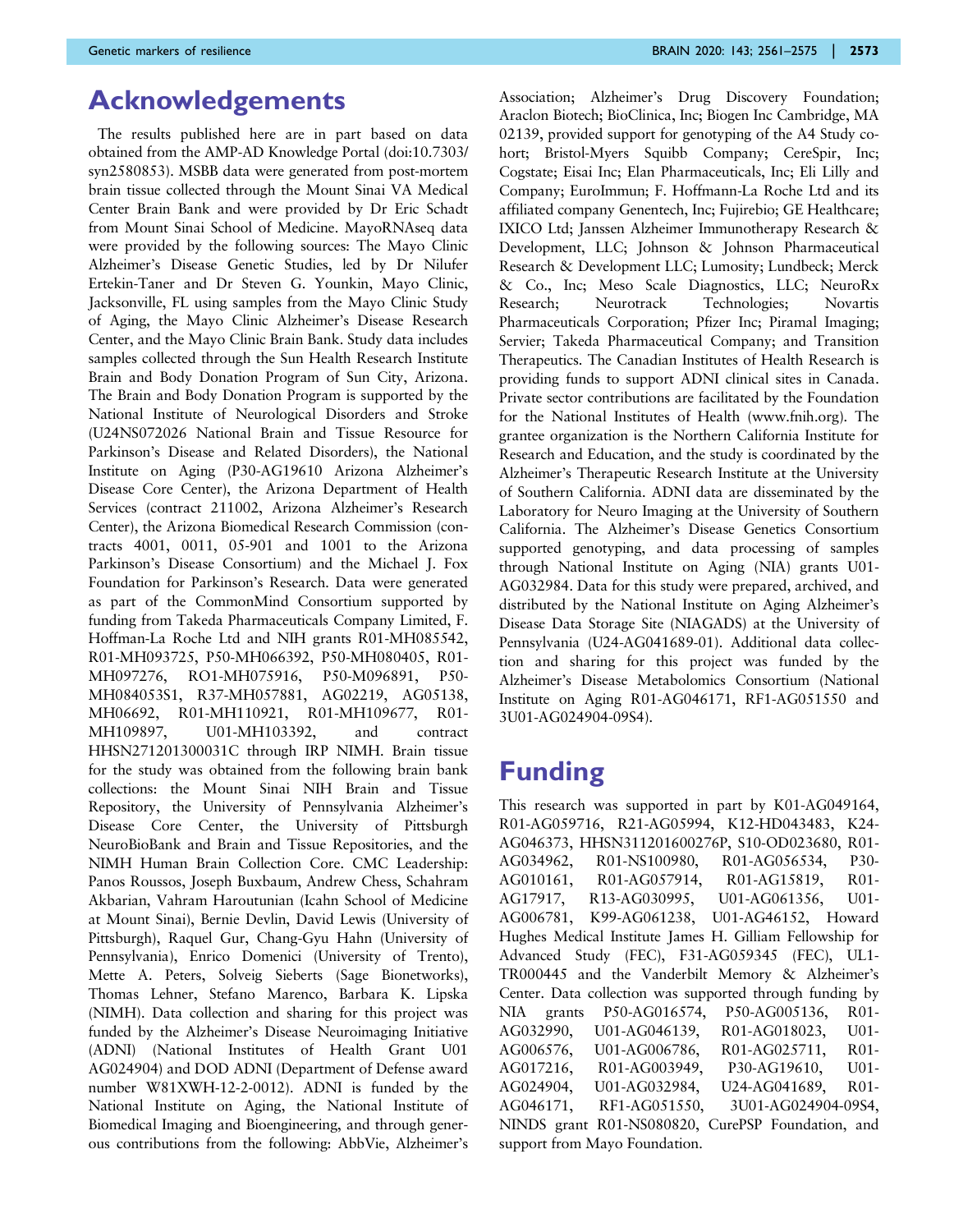# Acknowledgements

The results published here are in part based on data obtained from the AMP-AD Knowledge Portal (doi:10.7303/syn2580853). MSBB data were generated from post-mortem brain tissue collected through the Mount Sinai VA Medical Center Brain Bank and were provided by Dr Eric Schadt from Mount Sinai School of Medicine. MayoRNAseq data were provided by the following sources: The Mayo Clinic Alzheimer's Disease Genetic Studies, led by Dr Nilufer Ertekin-Taner and Dr Steven G. Younkin, Mayo Clinic, Jacksonville, FL using samples from the Mayo Clinic Study of Aging, the Mayo Clinic Alzheimer's Disease Research Center, and the Mayo Clinic Brain Bank. Study data includes samples collected through the Sun Health Research Institute Brain and Body Donation Program of Sun City, Arizona. The Brain and Body Donation Program is supported by the National Institute of Neurological Disorders and Stroke (U24NS072026 National Brain and Tissue Resource for Parkinson's Disease and Related Disorders), the National Institute on Aging (P30-AG19610 Arizona Alzheimer's Disease Core Center), the Arizona Department of Health Services (contract 211002, Arizona Alzheimer's Research Center), the Arizona Biomedical Research Commission (contracts 4001, 0011, 05-901 and 1001 to the Arizona Parkinson's Disease Consortium) and the Michael J. Fox Foundation for Parkinson's Research. Data were generated as part of the CommonMind Consortium supported by funding from Takeda Pharmaceuticals Company Limited, F. Hoffman-La Roche Ltd and NIH grants R01-MH085542, R01-MH093725, P50-MH066392, P50-MH080405, R01-MH097276, RO1-MH075916, P50-M096891, P50-MH084053S1, R37-MH057881, AG02219, AG05138, MH06692, R01-MH110921, R01-MH109677, R01-MH109897, U01-MH103392, and contract HHSN271201300031C through IRP NIMH. Brain tissue for the study was obtained from the following brain bank collections: the Mount Sinai NIH Brain and Tissue Repository, the University of Pennsylvania Alzheimer's Disease Core Center, the University of Pittsburgh NeuroBioBank and Brain and Tissue Repositories, and the NIMH Human Brain Collection Core. CMC Leadership: Panos Roussos, Joseph Buxbaum, Andrew Chess, Schahram Akbarian, Vahram Haroutunian (Icahn School of Medicine at Mount Sinai), Bernie Devlin, David Lewis (University of Pittsburgh), Raquel Gur, Chang-Gyu Hahn (University of Pennsylvania), Enrico Domenici (University of Trento), Mette A. Peters, Solveig Sieberts (Sage Bionetworks), Thomas Lehner, Stefano Marenco, Barbara K. Lipska (NIMH). Data collection and sharing for this project was funded by the Alzheimer's Disease Neuroimaging Initiative (ADNI) (National Institutes of Health Grant U01 AG024904) and DOD ADNI (Department of Defense award number W81XWH-12-2-0012). ADNI is funded by the National Institute on Aging, the National Institute of Biomedical Imaging and Bioengineering, and through generous contributions from the following: AbbVie, Alzheimer's Association; Alzheimer's Drug Discovery Foundation; Araclon Biotech; BioClinica, Inc; Biogen Inc Cambridge, MA 02139, provided support for genotyping of the A4 Study cohort; Bristol-Myers Squibb Company; CereSpir, Inc; Cogstate; Eisai Inc; Elan Pharmaceuticals, Inc; Eli Lilly and Company; EuroImmun; F. Hoffmann-La Roche Ltd and its affiliated company Genentech, Inc; Fujirebio; GE Healthcare; IXICO Ltd; Janssen Alzheimer Immunotherapy Research & Development, LLC; Johnson & Johnson Pharmaceutical Research & Development LLC; Lumosity; Lundbeck; Merck & Co., Inc; Meso Scale Diagnostics, LLC; NeuroRx Research; Neurotrack Technologies; Novartis Pharmaceuticals Corporation; Pfizer Inc; Piramal Imaging; Servier; Takeda Pharmaceutical Company; and Transition Therapeutics. The Canadian Institutes of Health Research is providing funds to support ADNI clinical sites in Canada. Private sector contributions are facilitated by the Foundation for the National Institutes of Health (www.fnih.org). The grantee organization is the Northern California Institute for Research and Education, and the study is coordinated by the Alzheimer's Therapeutic Research Institute at the University of Southern California. ADNI data are disseminated by the Laboratory for Neuro Imaging at the University of Southern California. The Alzheimer's Disease Genetics Consortium supported genotyping, and data processing of samples through National Institute on Aging (NIA) grants U01-AG032984. Data for this study were prepared, archived, and distributed by the National Institute on Aging Alzheimer's Disease Data Storage Site (NIAGADS) at the University of Pennsylvania (U24-AG041689-01). Additional data collection and sharing for this project was funded by the Alzheimer's Disease Metabolomics Consortium (National Institute on Aging R01-AG046171, RF1-AG051550 and 3U01-AG024904-09S4).

# Funding

This research was supported in part by K01-AG049164, R01-AG059716, R21-AG05994, K12-HD043483, K24-AG046373, HHSN311201600276P, S10-OD023680, R01-AG034962, R01-NS100980, R01-AG056534, P30-AG010161, R01-AG057914, R01-AG15819, R01-AG17917, R13-AG030995, U01-AG061356, U01-AG006781, K99-AG061238, U01-AG46152, Howard Hughes Medical Institute James H. Gilliam Fellowship for Advanced Study (FEC), F31-AG059345 (FEC), UL1-TR000445 and the Vanderbilt Memory & Alzheimer's Center. Data collection was supported through funding by NIA grants P50-AG016574, P50-AG005136, R01-AG032990, U01-AG046139, R01-AG018023, U01-AG006576, U01-AG006786, R01-AG025711, R01-AG017216, R01-AG003949, P30-AG19610, U01-AG024904, U01-AG032984, U24-AG041689, R01-AG046171, RF1-AG051550, 3U01-AG024904-09S4, NINDS grant R01-NS080820, CurePSP Foundation, and support from Mayo Foundation.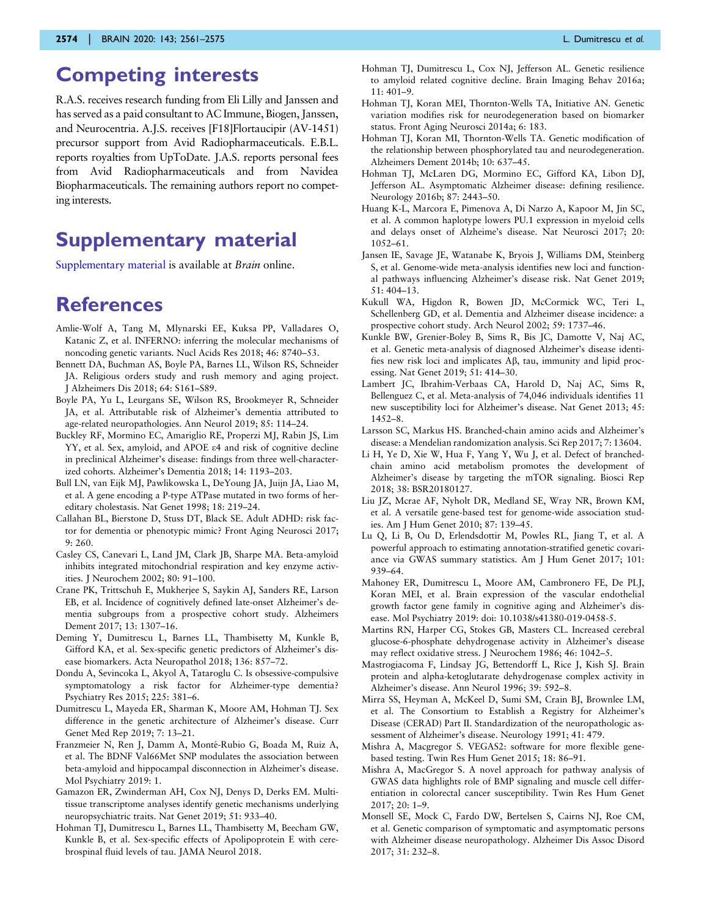# Competing interests

R.A.S. receives research funding from Eli Lilly and Janssen and has served as a paid consultant to AC Immune, Biogen, Janssen, and Neurocentria. A.J.S. receives [F18]Flortaucipir (AV-1451) precursor support from Avid Radiopharmaceuticals. E.B.L. reports royalties from UpToDate. J.A.S. reports personal fees from Avid Radiopharmaceuticals and from Navidea Biopharmaceuticals. The remaining authors report no competing interests.

# Supplementary material

Supplementary material is available at *Brain* online.

# References

Amlie-Wolf A, Tang M, Mlynarski EE, Kuksa PP, Valladares O, Katanic Z, et al. INFERNO: inferring the molecular mechanisms of noncoding genetic variants. Nucl Acids Res 2018; 46: 8740–53.

Bennett DA, Buchman AS, Boyle PA, Barnes LL, Wilson RS, Schneider JA. Religious orders study and rush memory and aging project. J Alzheimers Dis 2018; 64: S161–S89.

Boyle PA, Yu L, Leurgans SE, Wilson RS, Brookmeyer R, Schneider JA, et al. Attributable risk of Alzheimer's dementia attributed to age-related neuropathologies. Ann Neurol 2019; 85: 114–24.

Buckley RF, Mormino EC, Amariglio RE, Properzi MJ, Rabin JS, Lim YY, et al. Sex, amyloid, and APOE ε4 and risk of cognitive decline in preclinical Alzheimer's disease: findings from three well-characterized cohorts. Alzheimer's Dementia 2018; 14: 1193–203.

Bull LN, van Eijk MJ, Pawlikowska L, DeYoung JA, Juijn JA, Liao M, et al. A gene encoding a P-type ATPase mutated in two forms of hereditary cholestasis. Nat Genet 1998; 18: 219–24.

Callahan BL, Bierstone D, Stuss DT, Black SE. Adult ADHD: risk factor for dementia or phenotypic mimic? Front Aging Neurosci 2017; 9: 260.

Casley CS, Canevari L, Land JM, Clark JB, Sharpe MA. Beta-amyloid inhibits integrated mitochondrial respiration and key enzyme activities. J Neurochem 2002; 80: 91–100.

Crane PK, Trittschuh E, Mukherjee S, Saykin AJ, Sanders RE, Larson EB, et al. Incidence of cognitively defined late-onset Alzheimer's dementia subgroups from a prospective cohort study. Alzheimers Dement 2017; 13: 1307–16.

Deming Y, Dumitrescu L, Barnes LL, Thambisetty M, Kunkle B, Gifford KA, et al. Sex-specific genetic predictors of Alzheimer's disease biomarkers. Acta Neuropathol 2018; 136: 857–72.

Dondu A, Sevincoka L, Akyol A, Tataroglu C. Is obsessive-compulsive symptomatology a risk factor for Alzheimer-type dementia? Psychiatry Res 2015; 225: 381–6.

Dumitrescu L, Mayeda ER, Sharman K, Moore AM, Hohman TJ. Sex difference in the genetic architecture of Alzheimer's disease. Curr Genet Med Rep 2019; 7: 13–21.

Franzmeier N, Ren J, Damm A, Monté-Rubio G, Boada M, Ruiz A, et al. The BDNF Val66Met SNP modulates the association between beta-amyloid and hippocampal disconnection in Alzheimer's disease. Mol Psychiatry 2019: 1.

Gamazon ER, Zwinderman AH, Cox NJ, Denys D, Derks EM. Multi-tissue transcriptome analyses identify genetic mechanisms underlying neuropsychiatric traits. Nat Genet 2019; 51: 933–40.

Hohman TJ, Dumitrescu L, Barnes LL, Thambisetty M, Beecham GW, Kunkle B, et al. Sex-specific effects of Apolipoprotein E with cerebrospinal fluid levels of tau. JAMA Neurol 2018.

Hohman TJ, Dumitrescu L, Cox NJ, Jefferson AL. Genetic resilience to amyloid related cognitive decline. Brain Imaging Behav 2016a; 11: 401–9.

Hohman TJ, Koran MEI, Thornton-Wells TA, Initiative AN. Genetic variation modifies risk for neurodegeneration based on biomarker status. Front Aging Neurosci 2014a; 6: 183.

Hohman TJ, Koran MI, Thornton-Wells TA. Genetic modification of the relationship between phosphorylated tau and neurodegeneration. Alzheimers Dement 2014b; 10: 637–45.

Hohman TJ, McLaren DG, Mormino EC, Gifford KA, Libon DJ, Jefferson AL. Asymptomatic Alzheimer disease: defining resilience. Neurology 2016b; 87: 2443–50.

Huang K-L, Marcora E, Pimenova A, Di Narzo A, Kapoor M, Jin SC, et al. A common haplotype lowers PU.1 expression in myeloid cells and delays onset of Alzheime's disease. Nat Neurosci 2017; 20: 1052–61.

Jansen IE, Savage JE, Watanabe K, Bryois J, Williams DM, Steinberg S, et al. Genome-wide meta-analysis identifies new loci and functional pathways influencing Alzheimer's disease risk. Nat Genet 2019; 51: 404–13.

Kukull WA, Higdon R, Bowen JD, McCormick WC, Teri L, Schellenberg GD, et al. Dementia and Alzheimer disease incidence: a prospective cohort study. Arch Neurol 2002; 59: 1737–46.

Kunkle BW, Grenier-Boley B, Sims R, Bis JC, Damotte V, Naj AC, et al. Genetic meta-analysis of diagnosed Alzheimer's disease identifies new risk loci and implicates Aβ, tau, immunity and lipid processing. Nat Genet 2019; 51: 414–30.

Lambert JC, Ibrahim-Verbaas CA, Harold D, Naj AC, Sims R, Bellenguez C, et al. Meta-analysis of 74,046 individuals identifies 11 new susceptibility loci for Alzheimer's disease. Nat Genet 2013; 45: 1452–8.

Larsson SC, Markus HS. Branched-chain amino acids and Alzheimer's disease: a Mendelian randomization analysis. Sci Rep 2017; 7: 13604.

Li H, Ye D, Xie W, Hua F, Yang Y, Wu J, et al. Defect of branched-chain amino acid metabolism promotes the development of Alzheimer's disease by targeting the mTOR signaling. Biosci Rep 2018; 38: BSR20180127.

Liu JZ, Mcrae AF, Nyholt DR, Medland SE, Wray NR, Brown KM, et al. A versatile gene-based test for genome-wide association studies. Am J Hum Genet 2010; 87: 139–45.

Lu Q, Li B, Ou D, Erlendsdottir M, Powles RL, Jiang T, et al. A powerful approach to estimating annotation-stratified genetic covariance via GWAS summary statistics. Am J Hum Genet 2017; 101: 939–64.

Mahoney ER, Dumitrescu L, Moore AM, Cambronero FE, De PLJ, Koran MEI, et al. Brain expression of the vascular endothelial growth factor gene family in cognitive aging and Alzheimer's disease. Mol Psychiatry 2019: doi: 10.1038/s41380-019-0458-5.

Martins RN, Harper CG, Stokes GB, Masters CL. Increased cerebral glucose-6-phosphate dehydrogenase activity in Alzheimer's disease may reflect oxidative stress. J Neurochem 1986; 46: 1042–5.

Mastrogiacoma F, Lindsay JG, Bettendorff L, Rice J, Kish SJ. Brain protein and alpha-ketoglutarate dehydrogenase complex activity in Alzheimer's disease. Ann Neurol 1996; 39: 592–8.

Mirra SS, Heyman A, McKeel D, Sumi SM, Crain BJ, Brownlee LM, et al. The Consortium to Establish a Registry for Alzheimer's Disease (CERAD) Part II. Standardization of the neuropathologic assessment of Alzheimer's disease. Neurology 1991; 41: 479.

Mishra A, Macgregor S. VEGAS2: software for more flexible gene-based testing. Twin Res Hum Genet 2015; 18: 86–91.

Mishra A, MacGregor S. A novel approach for pathway analysis of GWAS data highlights role of BMP signaling and muscle cell differentiation in colorectal cancer susceptibility. Twin Res Hum Genet 2017; 20: 1–9.

Monsell SE, Mock C, Fardo DW, Bertelsen S, Cairns NJ, Roe CM, et al. Genetic comparison of symptomatic and asymptomatic persons with Alzheimer disease neuropathology. Alzheimer Dis Assoc Disord 2017; 31: 232–8.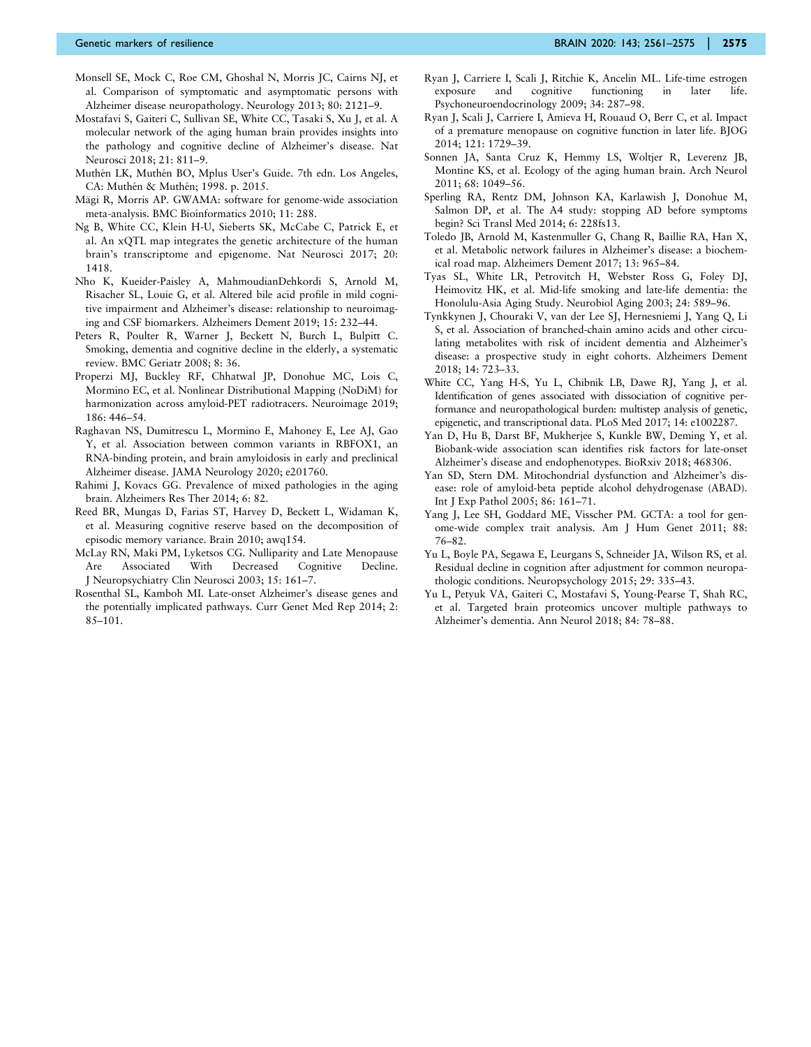Monsell SE, Mock C, Roe CM, Ghoshal N, Morris JC, Cairns NJ, et al. Comparison of symptomatic and asymptomatic persons with Alzheimer disease neuropathology. Neurology 2013; 80: 2121–9.

Mostafavi S, Gaiteri C, Sullivan SE, White CC, Tasaki S, Xu J, et al. A molecular network of the aging human brain provides insights into the pathology and cognitive decline of Alzheimer's disease. Nat Neurosci 2018; 21: 811–9.

Muthén LK, Muthén BO, Mplus User's Guide. 7th edn. Los Angeles, CA: Muthén & Muthén; 1998. p. 2015.

Mägi R, Morris AP. GWAMA: software for genome-wide association meta-analysis. BMC Bioinformatics 2010; 11: 288.

Ng B, White CC, Klein H-U, Sieberts SK, McCabe C, Patrick E, et al. An xQTL map integrates the genetic architecture of the human brain's transcriptome and epigenome. Nat Neurosci 2017; 20: 1418.

Nho K, Kueider-Paisley A, MahmoudianDehkordi S, Arnold M, Risacher SL, Louie G, et al. Altered bile acid profile in mild cognitive impairment and Alzheimer's disease: relationship to neuroimaging and CSF biomarkers. Alzheimers Dement 2019; 15: 232–44.

Peters R, Poulter R, Warner J, Beckett N, Burch L, Bulpitt C. Smoking, dementia and cognitive decline in the elderly, a systematic review. BMC Geriatr 2008; 8: 36.

Properzi MJ, Buckley RF, Chhatwal JP, Donohue MC, Lois C, Mormino EC, et al. Nonlinear Distributional Mapping (NoDiM) for harmonization across amyloid-PET radiotracers. Neuroimage 2019; 186: 446–54.

Raghavan NS, Dumitrescu L, Mormino E, Mahoney E, Lee AJ, Gao Y, et al. Association between common variants in RBFOX1, an RNA-binding protein, and brain amyloidosis in early and preclinical Alzheimer disease. JAMA Neurology 2020; e201760.

Rahimi J, Kovacs GG. Prevalence of mixed pathologies in the aging brain. Alzheimers Res Ther 2014; 6: 82.

Reed BR, Mungas D, Farias ST, Harvey D, Beckett L, Widaman K, et al. Measuring cognitive reserve based on the decomposition of episodic memory variance. Brain 2010; awq154.

McLay RN, Maki PM, Lyketsos CG. Nulliparity and Late Menopause Are Associated With Decreased Cognitive Decline. J Neuropsychiatry Clin Neurosci 2003; 15: 161–7.

Rosenthal SL, Kamboh MI. Late-onset Alzheimer's disease genes and the potentially implicated pathways. Curr Genet Med Rep 2014; 2: 85–101.

Ryan J, Carriere I, Scali J, Ritchie K, Ancelin ML. Life-time estrogen exposure and cognitive functioning in later life. Psychoneuroendocrinology 2009; 34: 287–98.

Ryan J, Scali J, Carriere I, Amieva H, Rouaud O, Berr C, et al. Impact of a premature menopause on cognitive function in later life. BJOG 2014; 121: 1729–39.

Sonnen JA, Santa Cruz K, Hemmy LS, Woltjer R, Leverenz JB, Montine KS, et al. Ecology of the aging human brain. Arch Neurol 2011; 68: 1049–56.

Sperling RA, Rentz DM, Johnson KA, Karlawish J, Donohue M, Salmon DP, et al. The A4 study: stopping AD before symptoms begin? Sci Transl Med 2014; 6: 228fs13.

Toledo JB, Arnold M, Kastenmuller G, Chang R, Baillie RA, Han X, et al. Metabolic network failures in Alzheimer's disease: a biochemical road map. Alzheimers Dement 2017; 13: 965–84.

Tyas SL, White LR, Petrovitch H, Webster Ross G, Foley DJ, Heimovitz HK, et al. Mid-life smoking and late-life dementia: the Honolulu-Asia Aging Study. Neurobiol Aging 2003; 24: 589–96.

Tynkkynen J, Chouraki V, van der Lee SJ, Hernesniemi J, Yang Q, Li S, et al. Association of branched-chain amino acids and other circulating metabolites with risk of incident dementia and Alzheimer's disease: a prospective study in eight cohorts. Alzheimers Dement 2018; 14: 723–33.

White CC, Yang H-S, Yu L, Chibnik LB, Dawe RJ, Yang J, et al. Identification of genes associated with dissociation of cognitive performance and neuropathological burden: multistep analysis of genetic, epigenetic, and transcriptional data. PLoS Med 2017; 14: e1002287.

Yan D, Hu B, Darst BF, Mukherjee S, Kunkle BW, Deming Y, et al. Biobank-wide association scan identifies risk factors for late-onset Alzheimer's disease and endophenotypes. BioRxiv 2018; 468306.

Yan SD, Stern DM. Mitochondrial dysfunction and Alzheimer's disease: role of amyloid-beta peptide alcohol dehydrogenase (ABAD). Int J Exp Pathol 2005; 86: 161–71.

Yang J, Lee SH, Goddard ME, Visscher PM. GCTA: a tool for genome-wide complex trait analysis. Am J Hum Genet 2011; 88: 76–82.

Yu L, Boyle PA, Segawa E, Leurgans S, Schneider JA, Wilson RS, et al. Residual decline in cognition after adjustment for common neuropathologic conditions. Neuropsychology 2015; 29: 335–43.

Yu L, Petyuk VA, Gaiteri C, Mostafavi S, Young-Pearse T, Shah RC, et al. Targeted brain proteomics uncover multiple pathways to Alzheimer's dementia. Ann Neurol 2018; 84: 78–88.